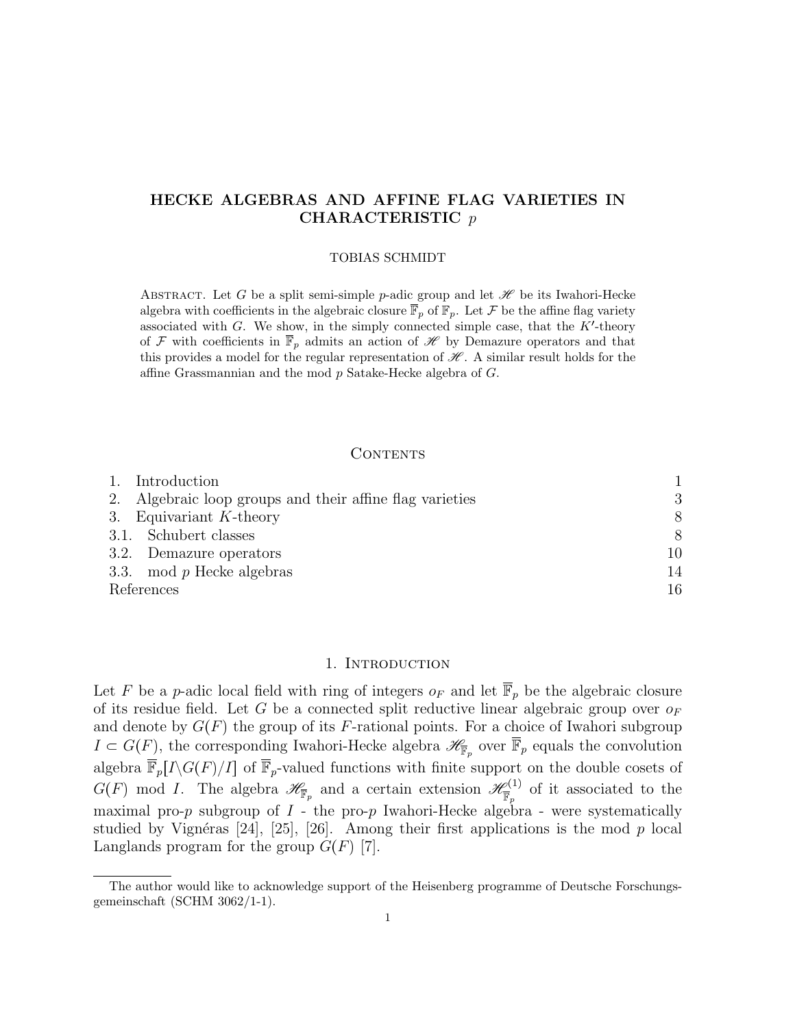# HECKE ALGEBRAS AND AFFINE FLAG VARIETIES IN CHARACTERISTIC $p$

TOBIAS SCHMIDT

Abstract. Let $G$ be a split semi-simple $p$-adic group and let $\mathscr{H}$ be its Iwahori-Hecke algebra with coefficients in the algebraic closure $\overline{\mathbb{F}}_p$ of $\mathbb{F}_p$. Let $\mathcal{F}$ be the affine flag variety associated with $G$. We show, in the simply connected simple case, that the $K'$-theory of $\mathcal{F}$ with coefficients in $\overline{\mathbb{F}}_p$ admits an action of $\mathscr{H}$ by Demazure operators and that this provides a model for the regular representation of $\mathscr{H}$. A similar result holds for the affine Grassmannian and the mod $p$ Satake-Hecke algebra of $G$.

## Contents

| | |
|---|---|
| 1. Introduction | 1 |
| 2. Algebraic loop groups and their affine flag varieties | 3 |
| 3. Equivariant $K$-theory | 8 |
| 3.1. Schubert classes | 8 |
| 3.2. Demazure operators | 10 |
| 3.3. mod $p$ Hecke algebras | 14 |
| References | 16 |

## 1. Introduction

Let $F$ be a $p$-adic local field with ring of integers $o_F$ and let $\overline{\mathbb{F}}_p$ be the algebraic closure of its residue field. Let $G$ be a connected split reductive linear algebraic group over $o_F$ and denote by $G(F)$ the group of its $F$-rational points. For a choice of Iwahori subgroup $I \subset G(F)$, the corresponding Iwahori-Hecke algebra $\mathscr{H}_{\overline{\mathbb{F}}_p}$ over $\overline{\mathbb{F}}_p$ equals the convolution algebra $\overline{\mathbb{F}}_p[I\backslash G(F)/I]$ of $\overline{\mathbb{F}}_p$-valued functions with finite support on the double cosets of $G(F)$ mod $I$. The algebra $\mathscr{H}_{\overline{\mathbb{F}}_p}$ and a certain extension $\mathscr{H}^{(1)}_{\overline{\mathbb{F}}_p}$ of it associated to the maximal pro-$p$ subgroup of $I$ - the pro-$p$ Iwahori-Hecke algebra - were systematically studied by Vignéras [24], [25], [26]. Among their first applications is the mod $p$ local Langlands program for the group $G(F)$ [7].

The author would like to acknowledge support of the Heisenberg programme of Deutsche Forschungsgemeinschaft (SCHM 3062/1-1).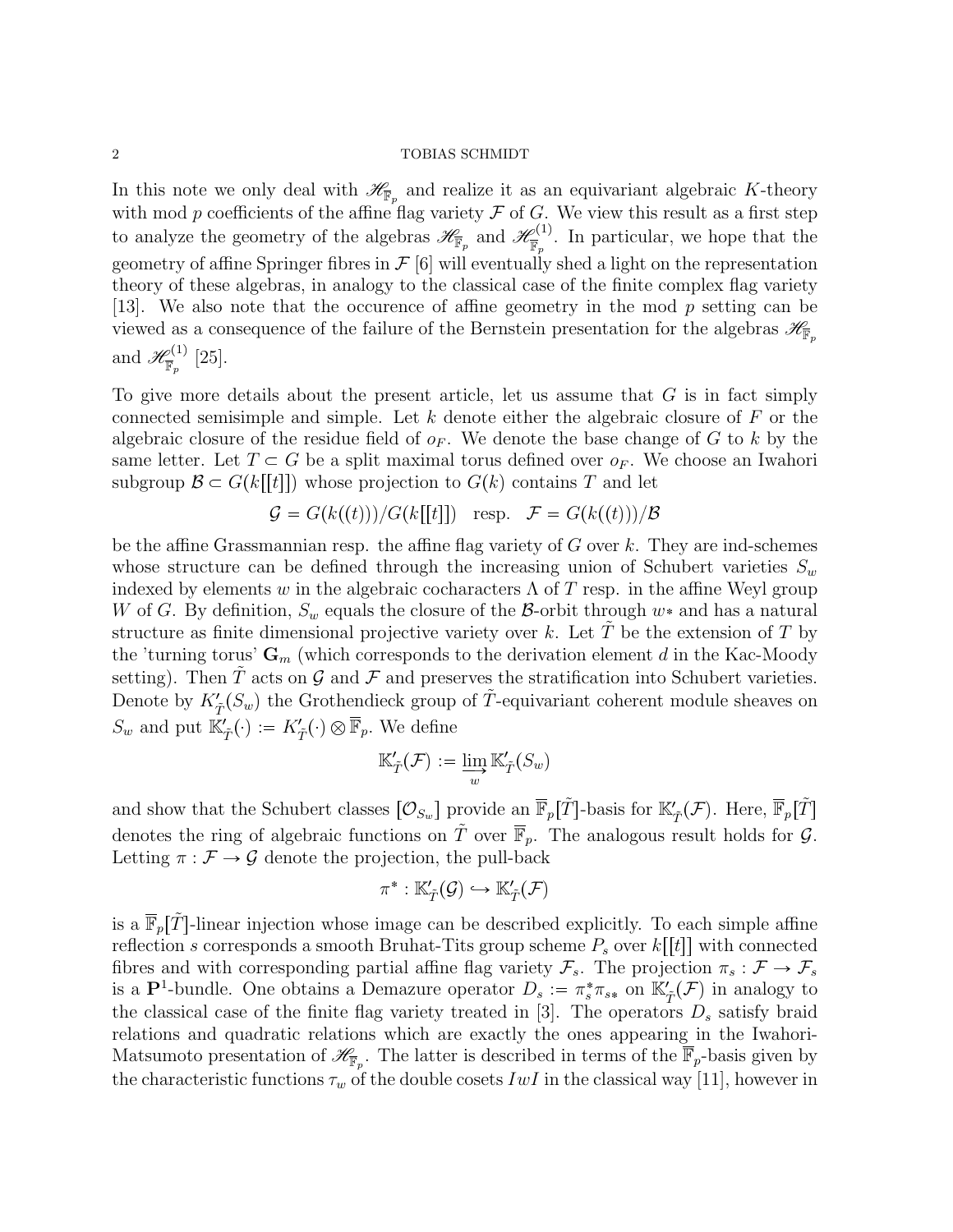In this note we only deal with $\mathscr{H}_{\overline{\mathbb{F}}_p}$ and realize it as an equivariant algebraic $K$-theory with mod $p$ coefficients of the affine flag variety $\mathcal{F}$ of $G$. We view this result as a first step to analyze the geometry of the algebras $\mathscr{H}_{\overline{\mathbb{F}}_p}$ and $\mathscr{H}^{(1)}_{\overline{\mathbb{F}}_p}$. In particular, we hope that the geometry of affine Springer fibres in $\mathcal{F}$ [6] will eventually shed a light on the representation theory of these algebras, in analogy to the classical case of the finite complex flag variety [13]. We also note that the occurence of affine geometry in the mod $p$ setting can be viewed as a consequence of the failure of the Bernstein presentation for the algebras $\mathscr{H}_{\overline{\mathbb{F}}_p}$ and $\mathscr{H}^{(1)}_{\overline{\mathbb{F}}_p}$ [25].

To give more details about the present article, let us assume that $G$ is in fact simply connected semisimple and simple. Let $k$ denote either the algebraic closure of $F$ or the algebraic closure of the residue field of $o_F$. We denote the base change of $G$ to $k$ by the same letter. Let $T \subset G$ be a split maximal torus defined over $o_F$. We choose an Iwahori subgroup $\mathcal{B} \subset G(k[[t]])$ whose projection to $G(k)$ contains $T$ and let

$$\mathcal{G} = G(k((t)))/G(k[[t]]) \quad \text{resp.} \quad \mathcal{F} = G(k((t)))/\mathcal{B}$$

be the affine Grassmannian resp. the affine flag variety of $G$ over $k$. They are ind-schemes whose structure can be defined through the increasing union of Schubert varieties $S_w$ indexed by elements $w$ in the algebraic cocharacters $\Lambda$ of $T$ resp. in the affine Weyl group $W$ of $G$. By definition, $S_w$ equals the closure of the $\mathcal{B}$-orbit through $w*$ and has a natural structure as finite dimensional projective variety over $k$. Let $\tilde{T}$ be the extension of $T$ by the 'turning torus' $\mathbf{G}_m$ (which corresponds to the derivation element $d$ in the Kac-Moody setting). Then $\tilde{T}$ acts on $\mathcal{G}$ and $\mathcal{F}$ and preserves the stratification into Schubert varieties. Denote by $K'_{\tilde{T}}(S_w)$ the Grothendieck group of $\tilde{T}$-equivariant coherent module sheaves on $S_w$ and put $\mathbb{K}'_{\tilde{T}}(\cdot) := K'_{\tilde{T}}(\cdot) \otimes \overline{\mathbb{F}}_p$. We define

$$\mathbb{K}'_{\tilde{T}}(\mathcal{F}) := \varinjlim_w \mathbb{K}'_{\tilde{T}}(S_w)$$

and show that the Schubert classes $[\mathcal{O}_{S_w}]$ provide an $\overline{\mathbb{F}}_p[\tilde{T}]$-basis for $\mathbb{K}'_{\tilde{T}}(\mathcal{F})$. Here, $\overline{\mathbb{F}}_p[\tilde{T}]$ denotes the ring of algebraic functions on $\tilde{T}$ over $\overline{\mathbb{F}}_p$. The analogous result holds for $\mathcal{G}$. Letting $\pi : \mathcal{F} \to \mathcal{G}$ denote the projection, the pull-back

$$\pi^* : \mathbb{K}'_{\tilde{T}}(\mathcal{G}) \hookrightarrow \mathbb{K}'_{\tilde{T}}(\mathcal{F})$$

is a $\overline{\mathbb{F}}_p[\tilde{T}]$-linear injection whose image can be described explicitly. To each simple affine reflection $s$ corresponds a smooth Bruhat-Tits group scheme $P_s$ over $k[[t]]$ with connected fibres and with corresponding partial affine flag variety $\mathcal{F}_s$. The projection $\pi_s : \mathcal{F} \to \mathcal{F}_s$ is a $\mathbf{P}^1$-bundle. One obtains a Demazure operator $D_s := \pi_s^* \pi_{s*}$ on $\mathbb{K}'_{\tilde{T}}(\mathcal{F})$ in analogy to the classical case of the finite flag variety treated in [3]. The operators $D_s$ satisfy braid relations and quadratic relations which are exactly the ones appearing in the Iwahori-Matsumoto presentation of $\mathscr{H}_{\overline{\mathbb{F}}_p}$. The latter is described in terms of the $\overline{\mathbb{F}}_p$-basis given by the characteristic functions $\tau_w$ of the double cosets $IwI$ in the classical way [11], however in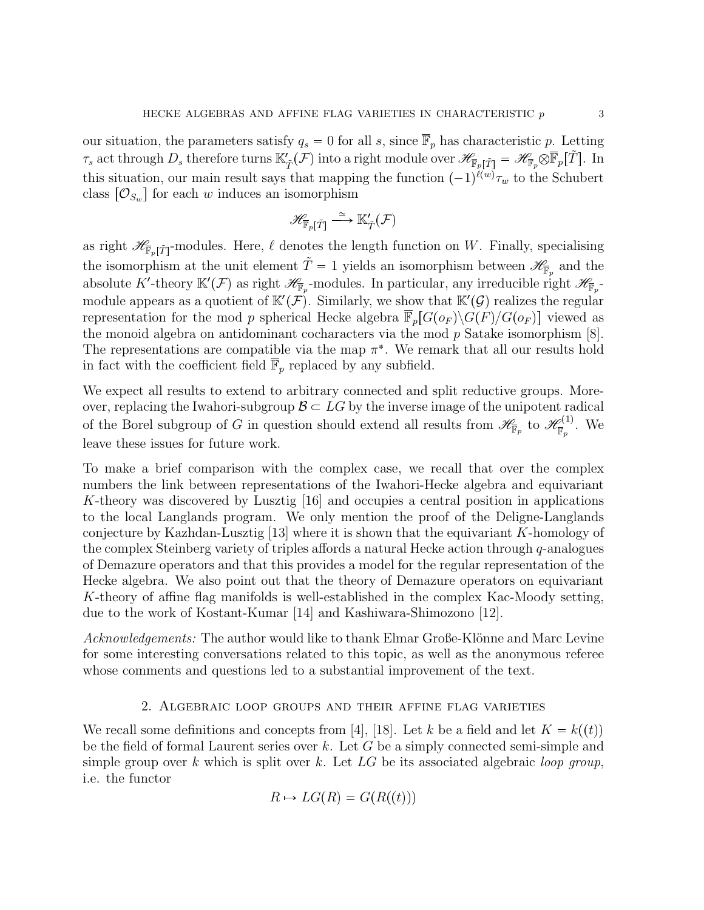our situation, the parameters satisfy $q_s = 0$ for all $s$, since $\overline{\mathbb{F}}_p$ has characteristic $p$. Letting $\tau_s$ act through $D_s$ therefore turns $\mathbb{K}'_{\tilde{T}}(\mathcal{F})$ into a right module over $\mathscr{H}_{\overline{\mathbb{F}}_p[\tilde{T}]} = \mathscr{H}_{\overline{\mathbb{F}}_p} \otimes \overline{\mathbb{F}}_p[\tilde{T}]$. In this situation, our main result says that mapping the function $(-1)^{\ell(w)}\tau_w$ to the Schubert class $[\mathcal{O}_{S_w}]$ for each $w$ induces an isomorphism

$$\mathscr{H}_{\overline{\mathbb{F}}_p[\tilde{T}]} \xrightarrow{\simeq} \mathbb{K}'_{\tilde{T}}(\mathcal{F})$$

as right $\mathscr{H}_{\overline{\mathbb{F}}_p[\tilde{T}]}$-modules. Here, $\ell$ denotes the length function on $W$. Finally, specialising the isomorphism at the unit element $\tilde{T} = 1$ yields an isomorphism between $\mathscr{H}_{\overline{\mathbb{F}}_p}$ and the absolute $K'$-theory $\mathbb{K}'(\mathcal{F})$ as right $\mathscr{H}_{\overline{\mathbb{F}}_p}$-modules. In particular, any irreducible right $\mathscr{H}_{\overline{\mathbb{F}}_p}$-module appears as a quotient of $\mathbb{K}'(\mathcal{F})$. Similarly, we show that $\mathbb{K}'(\mathcal{G})$ realizes the regular representation for the mod $p$ spherical Hecke algebra $\overline{\mathbb{F}}_p[G(o_F)\backslash G(F)/G(o_F)]$ viewed as the monoid algebra on antidominant cocharacters via the mod $p$ Satake isomorphism [8]. The representations are compatible via the map $\pi^*$. We remark that all our results hold in fact with the coefficient field $\overline{\mathbb{F}}_p$ replaced by any subfield.

We expect all results to extend to arbitrary connected and split reductive groups. Moreover, replacing the Iwahori-subgroup $\mathcal{B} \subset LG$ by the inverse image of the unipotent radical of the Borel subgroup of $G$ in question should extend all results from $\mathscr{H}_{\overline{\mathbb{F}}_p}$ to $\mathscr{H}^{(1)}_{\overline{\mathbb{F}}_p}$. We leave these issues for future work.

To make a brief comparison with the complex case, we recall that over the complex numbers the link between representations of the Iwahori-Hecke algebra and equivariant $K$-theory was discovered by Lusztig [16] and occupies a central position in applications to the local Langlands program. We only mention the proof of the Deligne-Langlands conjecture by Kazhdan-Lusztig [13] where it is shown that the equivariant $K$-homology of the complex Steinberg variety of triples affords a natural Hecke action through $q$-analogues of Demazure operators and that this provides a model for the regular representation of the Hecke algebra. We also point out that the theory of Demazure operators on equivariant $K$-theory of affine flag manifolds is well-established in the complex Kac-Moody setting, due to the work of Kostant-Kumar [14] and Kashiwara-Shimozono [12].

*Acknowledgements:* The author would like to thank Elmar Große-Klönne and Marc Levine for some interesting conversations related to this topic, as well as the anonymous referee whose comments and questions led to a substantial improvement of the text.

## 2. Algebraic loop groups and their affine flag varieties

We recall some definitions and concepts from [4], [18]. Let $k$ be a field and let $K = k((t))$ be the field of formal Laurent series over $k$. Let $G$ be a simply connected semi-simple and simple group over $k$ which is split over $k$. Let $LG$ be its associated algebraic *loop group*, i.e. the functor

$$R \mapsto LG(R) = G(R((t)))$$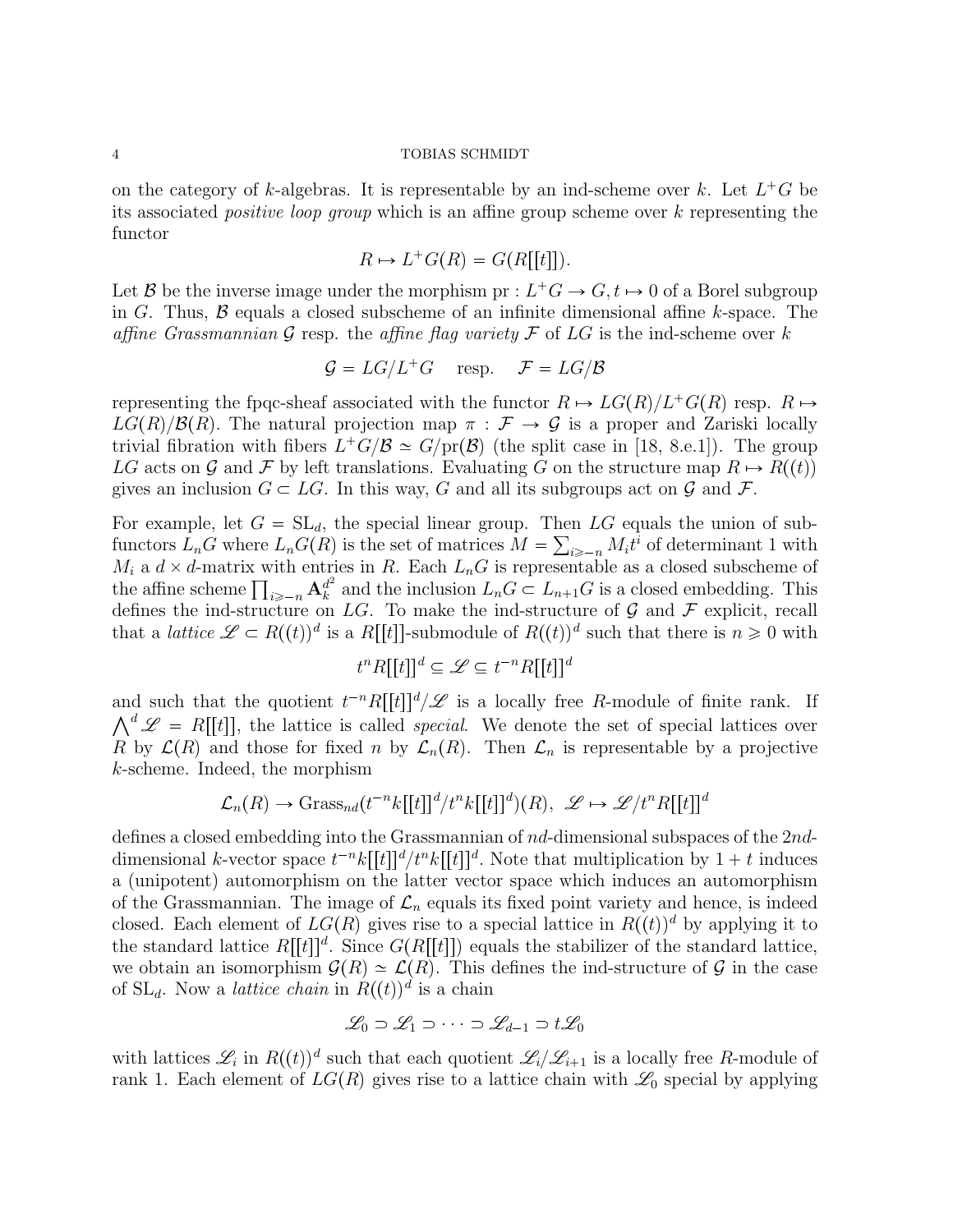on the category of $k$-algebras. It is representable by an ind-scheme over $k$. Let $L^+G$ be its associated *positive loop group* which is an affine group scheme over $k$ representing the functor

$$R \mapsto L^+G(R) = G(R[[t]]).$$

Let $\mathcal{B}$ be the inverse image under the morphism $\mathrm{pr} : L^+G \to G, t \mapsto 0$ of a Borel subgroup in $G$. Thus, $\mathcal{B}$ equals a closed subscheme of an infinite dimensional affine $k$-space. The *affine Grassmannian* $\mathcal{G}$ resp. the *affine flag variety* $\mathcal{F}$ of $LG$ is the ind-scheme over $k$

$$\mathcal{G} = LG/L^+G \quad \text{resp.} \quad \mathcal{F} = LG/\mathcal{B}$$

representing the fpqc-sheaf associated with the functor $R \mapsto LG(R)/L^+G(R)$ resp. $R \mapsto LG(R)/\mathcal{B}(R)$. The natural projection map $\pi : \mathcal{F} \to \mathcal{G}$ is a proper and Zariski locally trivial fibration with fibers $L^+G/\mathcal{B} \simeq G/\mathrm{pr}(\mathcal{B})$ (the split case in [18, 8.e.1]). The group $LG$ acts on $\mathcal{G}$ and $\mathcal{F}$ by left translations. Evaluating $G$ on the structure map $R \mapsto R((t))$ gives an inclusion $G \subset LG$. In this way, $G$ and all its subgroups act on $\mathcal{G}$ and $\mathcal{F}$.

For example, let $G = \mathrm{SL}_d$, the special linear group. Then $LG$ equals the union of subfunctors $L_nG$ where $L_nG(R)$ is the set of matrices $M = \sum_{i \geqslant -n} M_i t^i$ of determinant 1 with $M_i$ a $d \times d$-matrix with entries in $R$. Each $L_nG$ is representable as a closed subscheme of the affine scheme $\prod_{i \geqslant -n} \mathbf{A}_k^{d^2}$ and the inclusion $L_nG \subset L_{n+1}G$ is a closed embedding. This defines the ind-structure on $LG$. To make the ind-structure of $\mathcal{G}$ and $\mathcal{F}$ explicit, recall that a *lattice* $\mathscr{L} \subset R((t))^d$ is a $R[[t]]$-submodule of $R((t))^d$ such that there is $n \geqslant 0$ with

$$t^n R[[t]]^d \subseteq \mathscr{L} \subseteq t^{-n} R[[t]]^d$$

and such that the quotient $t^{-n}R[[t]]^d/\mathscr{L}$ is a locally free $R$-module of finite rank. If $\bigwedge^d \mathscr{L} = R[[t]]$, the lattice is called *special*. We denote the set of special lattices over $R$ by $\mathcal{L}(R)$ and those for fixed $n$ by $\mathcal{L}_n(R)$. Then $\mathcal{L}_n$ is representable by a projective $k$-scheme. Indeed, the morphism

$$\mathcal{L}_n(R) \to \mathrm{Grass}_{nd}(t^{-n}k[[t]]^d/t^n k[[t]]^d)(R), \;\; \mathscr{L} \mapsto \mathscr{L}/t^n R[[t]]^d$$

defines a closed embedding into the Grassmannian of $nd$-dimensional subspaces of the $2nd$-dimensional $k$-vector space $t^{-n}k[[t]]^d/t^n k[[t]]^d$. Note that multiplication by $1+t$ induces a (unipotent) automorphism on the latter vector space which induces an automorphism of the Grassmannian. The image of $\mathcal{L}_n$ equals its fixed point variety and hence, is indeed closed. Each element of $LG(R)$ gives rise to a special lattice in $R((t))^d$ by applying it to the standard lattice $R[[t]]^d$. Since $G(R[[t]])$ equals the stabilizer of the standard lattice, we obtain an isomorphism $\mathcal{G}(R) \simeq \mathcal{L}(R)$. This defines the ind-structure of $\mathcal{G}$ in the case of $\mathrm{SL}_d$. Now a *lattice chain* in $R((t))^d$ is a chain

$$\mathscr{L}_0 \supset \mathscr{L}_1 \supset \cdots \supset \mathscr{L}_{d-1} \supset t\mathscr{L}_0$$

with lattices $\mathscr{L}_i$ in $R((t))^d$ such that each quotient $\mathscr{L}_i/\mathscr{L}_{i+1}$ is a locally free $R$-module of rank 1. Each element of $LG(R)$ gives rise to a lattice chain with $\mathscr{L}_0$ special by applying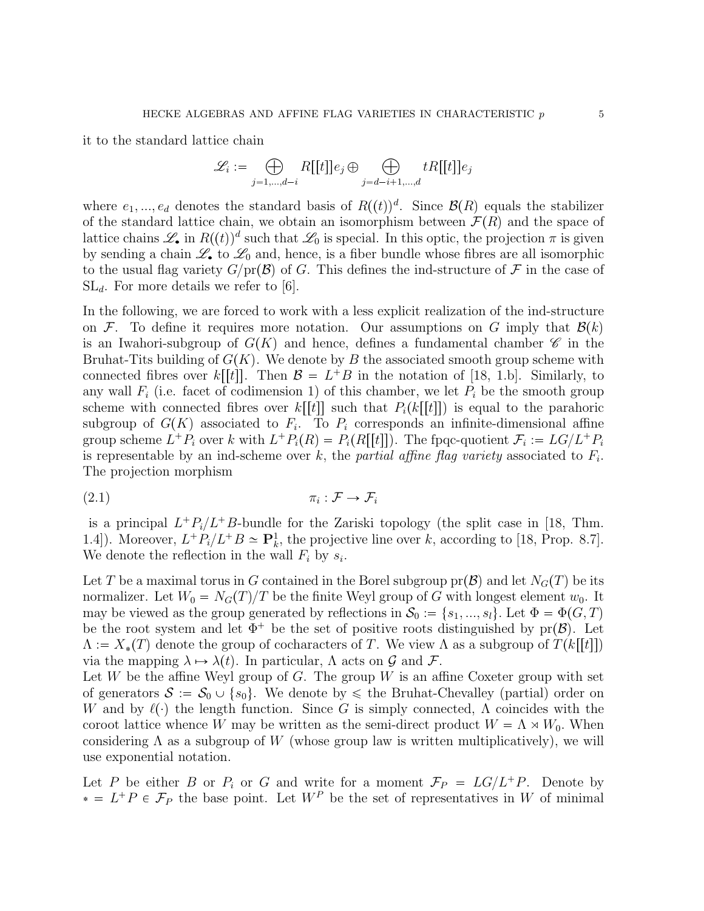it to the standard lattice chain

$$\mathscr{L}_i := \bigoplus_{j=1,...,d-i} R[[t]]e_j \oplus \bigoplus_{j=d-i+1,...,d} tR[[t]]e_j$$

where $e_1, ..., e_d$ denotes the standard basis of $R((t))^d$. Since $\mathcal{B}(R)$ equals the stabilizer of the standard lattice chain, we obtain an isomorphism between $\mathcal{F}(R)$ and the space of lattice chains $\mathscr{L}_\bullet$ in $R((t))^d$ such that $\mathscr{L}_0$ is special. In this optic, the projection $\pi$ is given by sending a chain $\mathscr{L}_\bullet$ to $\mathscr{L}_0$ and, hence, is a fiber bundle whose fibres are all isomorphic to the usual flag variety $G/\mathrm{pr}(\mathcal{B})$ of $G$. This defines the ind-structure of $\mathcal{F}$ in the case of $\mathrm{SL}_d$. For more details we refer to [6].

In the following, we are forced to work with a less explicit realization of the ind-structure on $\mathcal{F}$. To define it requires more notation. Our assumptions on $G$ imply that $\mathcal{B}(k)$ is an Iwahori-subgroup of $G(K)$ and hence, defines a fundamental chamber $\mathscr{C}$ in the Bruhat-Tits building of $G(K)$. We denote by $B$ the associated smooth group scheme with connected fibres over $k[[t]]$. Then $\mathcal{B} = L^+B$ in the notation of [18, 1.b]. Similarly, to any wall $F_i$ (i.e. facet of codimension 1) of this chamber, we let $P_i$ be the smooth group scheme with connected fibres over $k[[t]]$ such that $P_i(k[[t]])$ is equal to the parahoric subgroup of $G(K)$ associated to $F_i$. To $P_i$ corresponds an infinite-dimensional affine group scheme $L^+P_i$ over $k$ with $L^+P_i(R) = P_i(R[[t]])$. The fpqc-quotient $\mathcal{F}_i := LG/L^+P_i$ is representable by an ind-scheme over $k$, the *partial affine flag variety* associated to $F_i$. The projection morphism

$$\pi_i : \mathcal{F} \to \mathcal{F}_i \tag{2.1}$$

is a principal $L^+P_i/L^+B$-bundle for the Zariski topology (the split case in [18, Thm. 1.4]). Moreover, $L^+P_i/L^+B \simeq \mathbf{P}^1_k$, the projective line over $k$, according to [18, Prop. 8.7]. We denote the reflection in the wall $F_i$ by $s_i$.

Let $T$ be a maximal torus in $G$ contained in the Borel subgroup $\mathrm{pr}(\mathcal{B})$ and let $N_G(T)$ be its normalizer. Let $W_0 = N_G(T)/T$ be the finite Weyl group of $G$ with longest element $w_0$. It may be viewed as the group generated by reflections in $\mathcal{S}_0 := \{s_1, ..., s_l\}$. Let $\Phi = \Phi(G, T)$ be the root system and let $\Phi^+$ be the set of positive roots distinguished by $\mathrm{pr}(\mathcal{B})$. Let $\Lambda := X_*(T)$ denote the group of cocharacters of $T$. We view $\Lambda$ as a subgroup of $T(k[[t]])$ via the mapping $\lambda \mapsto \lambda(t)$. In particular, $\Lambda$ acts on $\mathcal{G}$ and $\mathcal{F}$.
Let $W$ be the affine Weyl group of $G$. The group $W$ is an affine Coxeter group with set of generators $\mathcal{S} := \mathcal{S}_0 \cup \{s_0\}$. We denote by $\leqslant$ the Bruhat-Chevalley (partial) order on $W$ and by $\ell(\cdot)$ the length function. Since $G$ is simply connected, $\Lambda$ coincides with the coroot lattice whence $W$ may be written as the semi-direct product $W = \Lambda \rtimes W_0$. When considering $\Lambda$ as a subgroup of $W$ (whose group law is written multiplicatively), we will use exponential notation.

Let $P$ be either $B$ or $P_i$ or $G$ and write for a moment $\mathcal{F}_P = LG/L^+P$. Denote by $* = L^+P \in \mathcal{F}_P$ the base point. Let $W^P$ be the set of representatives in $W$ of minimal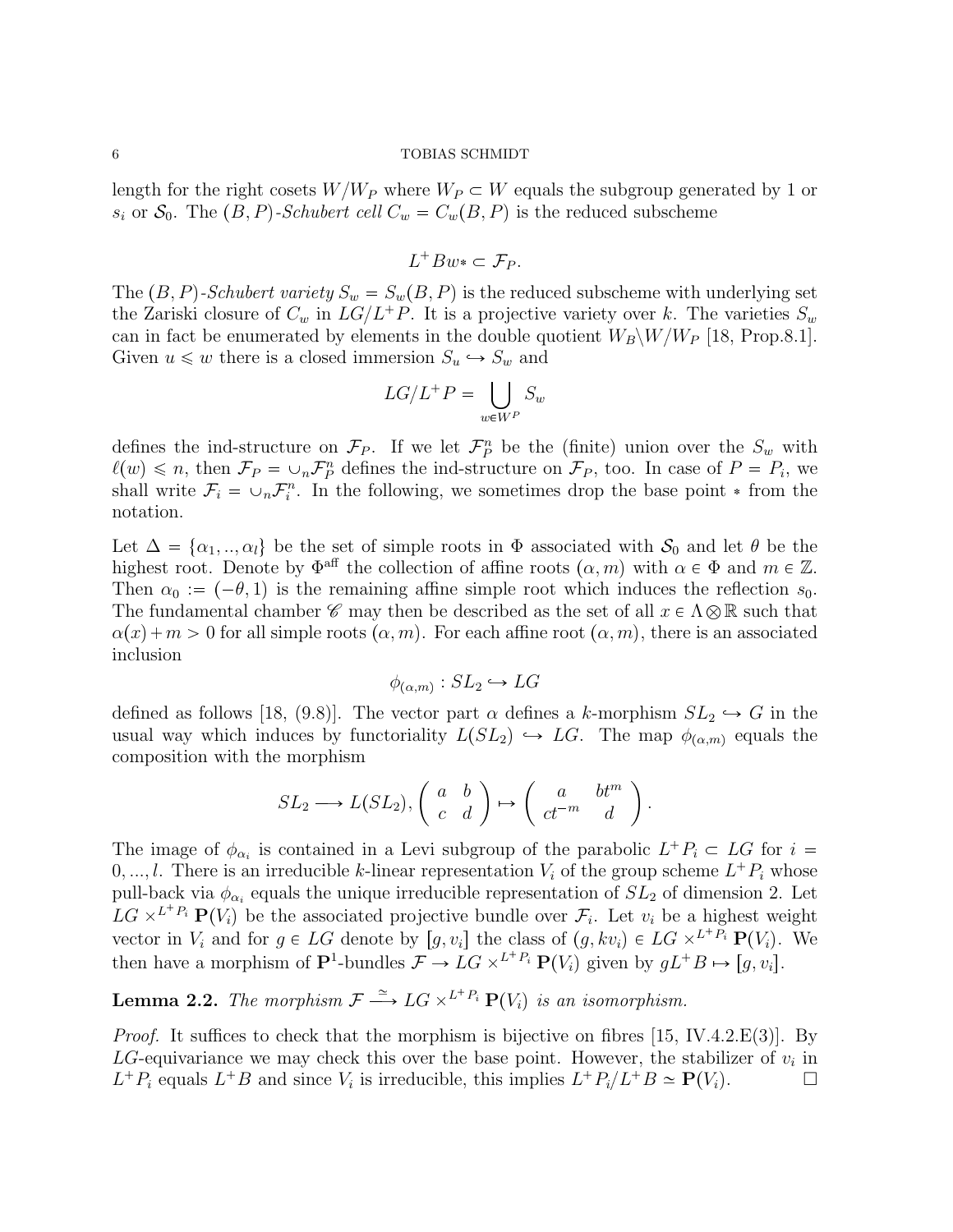length for the right cosets $W/W_P$ where $W_P \subset W$ equals the subgroup generated by 1 or $s_i$ or $\mathcal{S}_0$. The $(B,P)$*-Schubert cell* $C_w = C_w(B,P)$ is the reduced subscheme

$$L^+Bw* \subset \mathcal{F}_P.$$

The $(B,P)$*-Schubert variety* $S_w = S_w(B,P)$ is the reduced subscheme with underlying set the Zariski closure of $C_w$ in $LG/L^+P$. It is a projective variety over $k$. The varieties $S_w$ can in fact be enumerated by elements in the double quotient $W_B\backslash W/W_P$ [18, Prop.8.1]. Given $u \leqslant w$ there is a closed immersion $S_u \hookrightarrow S_w$ and

$$LG/L^+P = \bigcup_{w \in W^P} S_w$$

defines the ind-structure on $\mathcal{F}_P$. If we let $\mathcal{F}_P^n$ be the (finite) union over the $S_w$ with $\ell(w) \leqslant n$, then $\mathcal{F}_P = \cup_n \mathcal{F}_P^n$ defines the ind-structure on $\mathcal{F}_P$, too. In case of $P = P_i$, we shall write $\mathcal{F}_i = \cup_n \mathcal{F}_i^n$. In the following, we sometimes drop the base point $*$ from the notation.

Let $\Delta = \{\alpha_1, .., \alpha_l\}$ be the set of simple roots in $\Phi$ associated with $\mathcal{S}_0$ and let $\theta$ be the highest root. Denote by $\Phi^{\text{aff}}$ the collection of affine roots $(\alpha, m)$ with $\alpha \in \Phi$ and $m \in \mathbb{Z}$. Then $\alpha_0 := (-\theta, 1)$ is the remaining affine simple root which induces the reflection $s_0$. The fundamental chamber $\mathscr{C}$ may then be described as the set of all $x \in \Lambda \otimes \mathbb{R}$ such that $\alpha(x) + m > 0$ for all simple roots $(\alpha, m)$. For each affine root $(\alpha, m)$, there is an associated inclusion

$$\phi_{(\alpha,m)} : SL_2 \hookrightarrow LG$$

defined as follows [18, (9.8)]. The vector part $\alpha$ defines a $k$-morphism $SL_2 \hookrightarrow G$ in the usual way which induces by functoriality $L(SL_2) \hookrightarrow LG$. The map $\phi_{(\alpha,m)}$ equals the composition with the morphism

$$SL_2 \longrightarrow L(SL_2), \begin{pmatrix} a & b \\ c & d \end{pmatrix} \mapsto \begin{pmatrix} a & bt^m \\ ct^{-m} & d \end{pmatrix}.$$

The image of $\phi_{\alpha_i}$ is contained in a Levi subgroup of the parabolic $L^+P_i \subset LG$ for $i = 0, ..., l$. There is an irreducible $k$-linear representation $V_i$ of the group scheme $L^+P_i$ whose pull-back via $\phi_{\alpha_i}$ equals the unique irreducible representation of $SL_2$ of dimension 2. Let $LG \times^{L^+P_i} \mathbf{P}(V_i)$ be the associated projective bundle over $\mathcal{F}_i$. Let $v_i$ be a highest weight vector in $V_i$ and for $g \in LG$ denote by $[g, v_i]$ the class of $(g, kv_i) \in LG \times^{L^+P_i} \mathbf{P}(V_i)$. We then have a morphism of $\mathbf{P}^1$-bundles $\mathcal{F} \to LG \times^{L^+P_i} \mathbf{P}(V_i)$ given by $gL^+B \mapsto [g, v_i]$.

**Lemma 2.2.** *The morphism* $\mathcal{F} \xrightarrow{\simeq} LG \times^{L^+P_i} \mathbf{P}(V_i)$ *is an isomorphism.*

*Proof.* It suffices to check that the morphism is bijective on fibres [15, IV.4.2.E(3)]. By $LG$-equivariance we may check this over the base point. However, the stabilizer of $v_i$ in $L^+P_i$ equals $L^+B$ and since $V_i$ is irreducible, this implies $L^+P_i/L^+B \simeq \mathbf{P}(V_i)$. □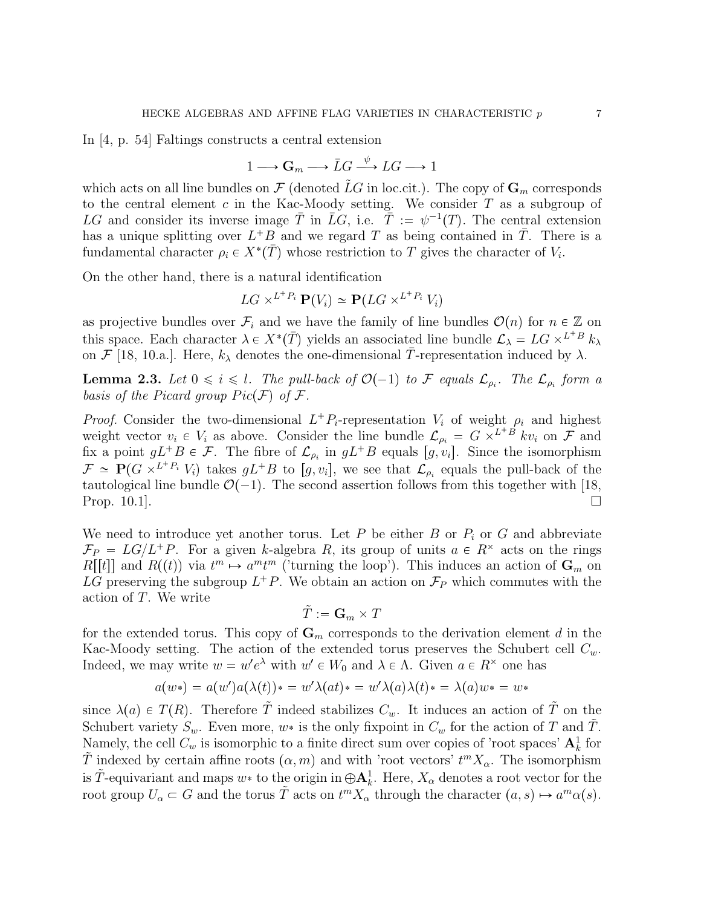In [4, p. 54] Faltings constructs a central extension

$$1 \longrightarrow \mathbf{G}_m \longrightarrow \bar{L}G \xrightarrow{\psi} LG \longrightarrow 1$$

which acts on all line bundles on $\mathcal{F}$ (denoted $\tilde{L}G$ in loc.cit.). The copy of $\mathbf{G}_m$ corresponds to the central element $c$ in the Kac-Moody setting. We consider $T$ as a subgroup of $LG$ and consider its inverse image $\bar{T}$ in $\bar{L}G$, i.e. $\bar{T} := \psi^{-1}(T)$. The central extension has a unique splitting over $L^+B$ and we regard $T$ as being contained in $\bar{T}$. There is a fundamental character $\rho_i \in X^*(\bar{T})$ whose restriction to $T$ gives the character of $V_i$.

On the other hand, there is a natural identification

$$LG \times^{L^+P_i} \mathbf{P}(V_i) \simeq \mathbf{P}(LG \times^{L^+P_i} V_i)$$

as projective bundles over $\mathcal{F}_i$ and we have the family of line bundles $\mathcal{O}(n)$ for $n \in \mathbb{Z}$ on this space. Each character $\lambda \in X^*(\bar{T})$ yields an associated line bundle $\mathcal{L}_\lambda = LG \times^{L^+B} k_\lambda$ on $\mathcal{F}$ [18, 10.a.]. Here, $k_\lambda$ denotes the one-dimensional $\bar{T}$-representation induced by $\lambda$.

**Lemma 2.3.** *Let $0 \leqslant i \leqslant l$. The pull-back of $\mathcal{O}(-1)$ to $\mathcal{F}$ equals $\mathcal{L}_{\rho_i}$. The $\mathcal{L}_{\rho_i}$ form a basis of the Picard group $Pic(\mathcal{F})$ of $\mathcal{F}$.*

*Proof.* Consider the two-dimensional $L^+P_i$-representation $V_i$ of weight $\rho_i$ and highest weight vector $v_i \in V_i$ as above. Consider the line bundle $\mathcal{L}_{\rho_i} = G \times^{L^+B} kv_i$ on $\mathcal{F}$ and fix a point $gL^+B \in \mathcal{F}$. The fibre of $\mathcal{L}_{\rho_i}$ in $gL^+B$ equals $[g, v_i]$. Since the isomorphism $\mathcal{F} \simeq \mathbf{P}(G \times^{L^+P_i} V_i)$ takes $gL^+B$ to $[g, v_i]$, we see that $\mathcal{L}_{\rho_i}$ equals the pull-back of the tautological line bundle $\mathcal{O}(-1)$. The second assertion follows from this together with [18, Prop. 10.1]. $\square$

We need to introduce yet another torus. Let $P$ be either $B$ or $P_i$ or $G$ and abbreviate $\mathcal{F}_P = LG/L^+P$. For a given $k$-algebra $R$, its group of units $a \in R^\times$ acts on the rings $R[[t]]$ and $R((t))$ via $t^m \mapsto a^m t^m$ ('turning the loop'). This induces an action of $\mathbf{G}_m$ on $LG$ preserving the subgroup $L^+P$. We obtain an action on $\mathcal{F}_P$ which commutes with the action of $T$. We write

$$\tilde{T} := \mathbf{G}_m \times T$$

for the extended torus. This copy of $\mathbf{G}_m$ corresponds to the derivation element $d$ in the Kac-Moody setting. The action of the extended torus preserves the Schubert cell $C_w$. Indeed, we may write $w = w'e^\lambda$ with $w' \in W_0$ and $\lambda \in \Lambda$. Given $a \in R^\times$ one has

$$a(w*) = a(w')a(\lambda(t))* = w'\lambda(at)* = w'\lambda(a)\lambda(t)* = \lambda(a)w* = w*$$

since $\lambda(a) \in T(R)$. Therefore $\tilde{T}$ indeed stabilizes $C_w$. It induces an action of $\tilde{T}$ on the Schubert variety $S_w$. Even more, $w*$ is the only fixpoint in $C_w$ for the action of $T$ and $\tilde{T}$. Namely, the cell $C_w$ is isomorphic to a finite direct sum over copies of 'root spaces' $\mathbf{A}^1_k$ for $\tilde{T}$ indexed by certain affine roots $(\alpha, m)$ and with 'root vectors' $t^m X_\alpha$. The isomorphism is $\tilde{T}$-equivariant and maps $w*$ to the origin in $\oplus \mathbf{A}^1_k$. Here, $X_\alpha$ denotes a root vector for the root group $U_\alpha \subset G$ and the torus $\tilde{T}$ acts on $t^m X_\alpha$ through the character $(a, s) \mapsto a^m \alpha(s)$.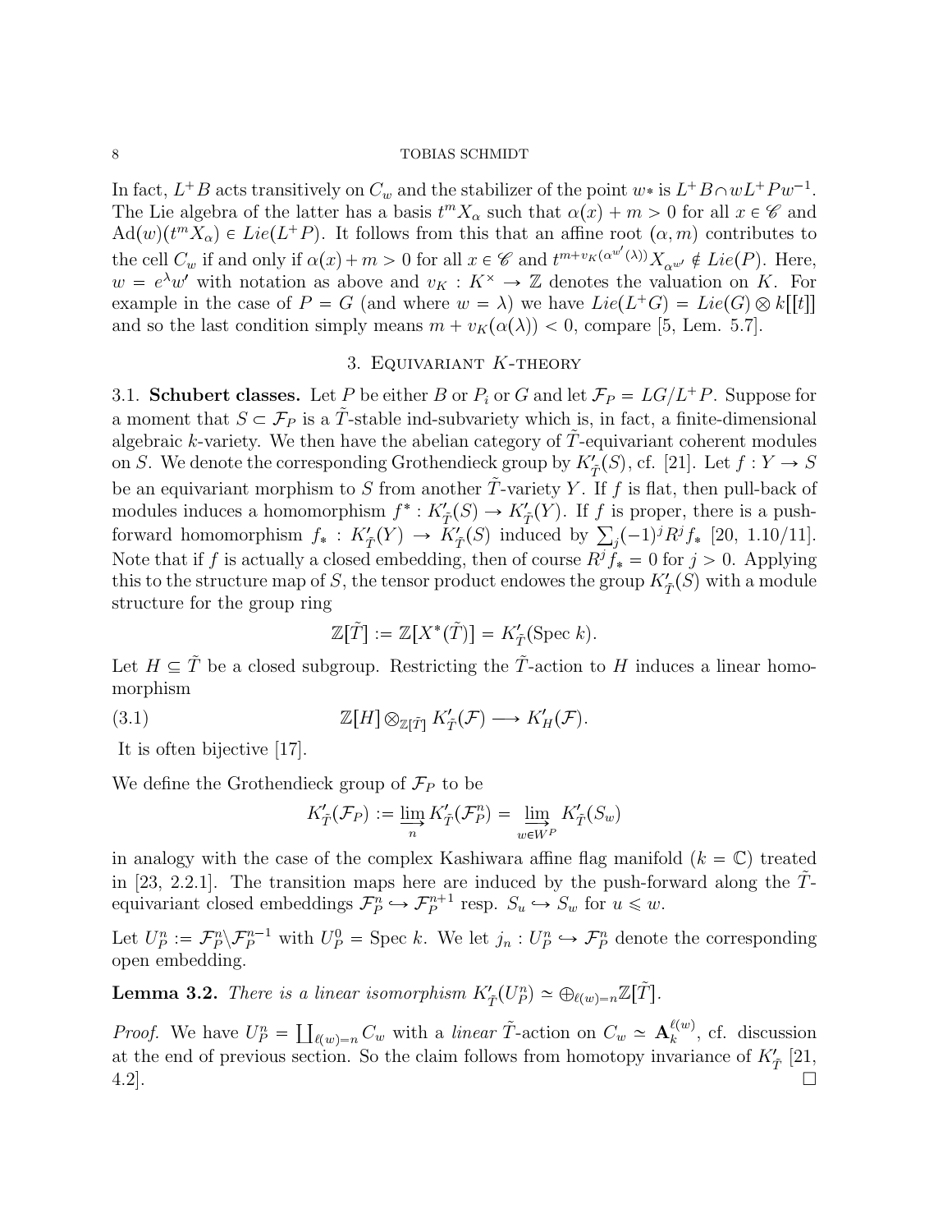In fact, $L^+B$ acts transitively on $C_w$ and the stabilizer of the point $w*$ is $L^+B \cap wL^+Pw^{-1}$. The Lie algebra of the latter has a basis $t^m X_\alpha$ such that $\alpha(x) + m > 0$ for all $x \in \mathscr{C}$ and $\mathrm{Ad}(w)(t^m X_\alpha) \in Lie(L^+P)$. It follows from this that an affine root $(\alpha, m)$ contributes to the cell $C_w$ if and only if $\alpha(x) + m > 0$ for all $x \in \mathscr{C}$ and $t^{m+v_K(\alpha^{w'}(\lambda))} X_{\alpha^{w'}} \notin Lie(P)$. Here, $w = e^\lambda w'$ with notation as above and $v_K : K^\times \to \mathbb{Z}$ denotes the valuation on $K$. For example in the case of $P = G$ (and where $w = \lambda$) we have $Lie(L^+G) = Lie(G) \otimes k[[t]]$ and so the last condition simply means $m + v_K(\alpha(\lambda)) < 0$, compare [5, Lem. 5.7].

## 3. Equivariant $K$-theory

**3.1. Schubert classes.** Let $P$ be either $B$ or $P_i$ or $G$ and let $\mathcal{F}_P = LG/L^+P$. Suppose for a moment that $S \subset \mathcal{F}_P$ is a $\tilde{T}$-stable ind-subvariety which is, in fact, a finite-dimensional algebraic $k$-variety. We then have the abelian category of $\tilde{T}$-equivariant coherent modules on $S$. We denote the corresponding Grothendieck group by $K'_{\tilde{T}}(S)$, cf. [21]. Let $f : Y \to S$ be an equivariant morphism to $S$ from another $\tilde{T}$-variety $Y$. If $f$ is flat, then pull-back of modules induces a homomorphism $f^* : K'_{\tilde{T}}(S) \to K'_{\tilde{T}}(Y)$. If $f$ is proper, there is a push-forward homomorphism $f_* : K'_{\tilde{T}}(Y) \to K'_{\tilde{T}}(S)$ induced by $\sum_j (-1)^j R^j f_*$ [20, 1.10/11]. Note that if $f$ is actually a closed embedding, then of course $R^j f_* = 0$ for $j > 0$. Applying this to the structure map of $S$, the tensor product endowes the group $K'_{\tilde{T}}(S)$ with a module structure for the group ring

$$\mathbb{Z}[\tilde{T}] := \mathbb{Z}[X^*(\tilde{T})] = K'_{\tilde{T}}(\mathrm{Spec}\ k).$$

Let $H \subseteq \tilde{T}$ be a closed subgroup. Restricting the $\tilde{T}$-action to $H$ induces a linear homomorphism

$$\mathbb{Z}[H] \otimes_{\mathbb{Z}[\tilde{T}]} K'_{\tilde{T}}(\mathcal{F}) \longrightarrow K'_H(\mathcal{F}). \tag{3.1}$$

It is often bijective [17].

We define the Grothendieck group of $\mathcal{F}_P$ to be

$$K'_{\tilde{T}}(\mathcal{F}_P) := \varinjlim_n K'_{\tilde{T}}(\mathcal{F}^n_P) = \varinjlim_{w \in W^P} K'_{\tilde{T}}(S_w)$$

in analogy with the case of the complex Kashiwara affine flag manifold ($k = \mathbb{C}$) treated in [23, 2.2.1]. The transition maps here are induced by the push-forward along the $\tilde{T}$-equivariant closed embeddings $\mathcal{F}^n_P \hookrightarrow \mathcal{F}^{n+1}_P$ resp. $S_u \hookrightarrow S_w$ for $u \leqslant w$.

Let $U^n_P := \mathcal{F}^n_P \backslash \mathcal{F}^{n-1}_P$ with $U^0_P = \mathrm{Spec}\ k$. We let $j_n : U^n_P \hookrightarrow \mathcal{F}^n_P$ denote the corresponding open embedding.

**Lemma 3.2.** *There is a linear isomorphism $K'_{\tilde{T}}(U^n_P) \simeq \oplus_{\ell(w)=n} \mathbb{Z}[\tilde{T}]$.*

*Proof.* We have $U^n_P = \coprod_{\ell(w)=n} C_w$ with a *linear* $\tilde{T}$-action on $C_w \simeq \mathbf{A}^{\ell(w)}_k$, cf. discussion at the end of previous section. So the claim follows from homotopy invariance of $K'_{\tilde{T}}$ [21, 4.2]. □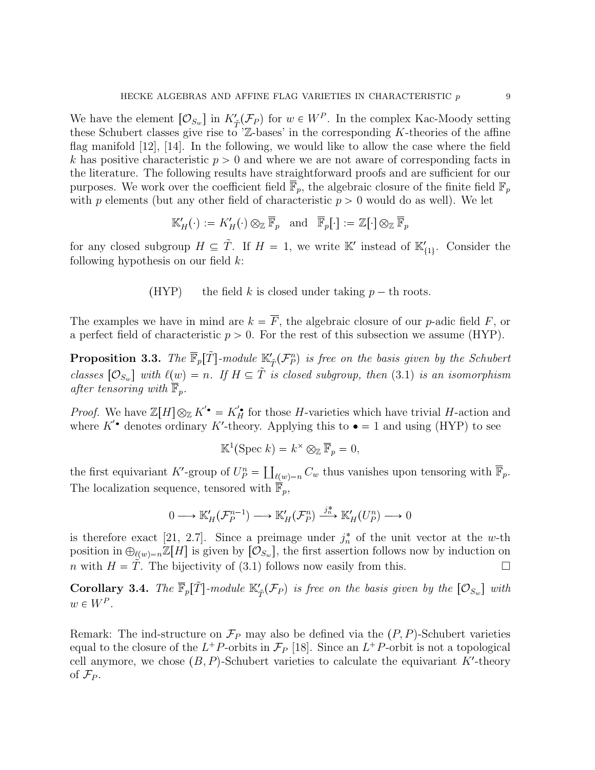We have the element $[\mathcal{O}_{S_w}]$ in $K'_{\tilde{T}}(\mathcal{F}_P)$ for $w \in W^P$. In the complex Kac-Moody setting these Schubert classes give rise to 'ℤ-bases' in the corresponding $K$-theories of the affine flag manifold [12], [14]. In the following, we would like to allow the case where the field $k$ has positive characteristic $p > 0$ and where we are not aware of corresponding facts in the literature. The following results have straightforward proofs and are sufficient for our purposes. We work over the coefficient field $\overline{\mathbb{F}}_p$, the algebraic closure of the finite field $\mathbb{F}_p$ with $p$ elements (but any other field of characteristic $p > 0$ would do as well). We let

$$\mathbb{K}'_H(\cdot) := K'_H(\cdot) \otimes_{\mathbb{Z}} \overline{\mathbb{F}}_p \quad \text{and} \quad \overline{\mathbb{F}}_p[\cdot] := \mathbb{Z}[\cdot] \otimes_{\mathbb{Z}} \overline{\mathbb{F}}_p$$

for any closed subgroup $H \subseteq \tilde{T}$. If $H = 1$, we write $\mathbb{K}'$ instead of $\mathbb{K}'_{\{1\}}$. Consider the following hypothesis on our field $k$:

(HYP) the field $k$ is closed under taking $p-$th roots.

The examples we have in mind are $k = \overline{F}$, the algebraic closure of our $p$-adic field $F$, or a perfect field of characteristic $p > 0$. For the rest of this subsection we assume (HYP).

**Proposition 3.3.** *The $\overline{\mathbb{F}}_p[\tilde{T}]$-module $\mathbb{K}'_{\tilde{T}}(\mathcal{F}_P^n)$ is free on the basis given by the Schubert classes $[\mathcal{O}_{S_w}]$ with $\ell(w) = n$. If $H \subseteq \tilde{T}$ is closed subgroup, then* (3.1) *is an isomorphism after tensoring with $\overline{\mathbb{F}}_p$.*

*Proof.* We have $\mathbb{Z}[H] \otimes_{\mathbb{Z}} K'^{\bullet} = K'^{\bullet}_H$ for those $H$-varieties which have trivial $H$-action and where $K'^{\bullet}$ denotes ordinary $K'$-theory. Applying this to $\bullet = 1$ and using (HYP) to see

$$\mathbb{K}^1(\operatorname{Spec} k) = k^\times \otimes_{\mathbb{Z}} \overline{\mathbb{F}}_p = 0,$$

the first equivariant $K'$-group of $U_P^n = \coprod_{\ell(w)=n} C_w$ thus vanishes upon tensoring with $\overline{\mathbb{F}}_p$. The localization sequence, tensored with $\overline{\mathbb{F}}_p$,

$$0 \longrightarrow \mathbb{K}'_H(\mathcal{F}_P^{n-1}) \longrightarrow \mathbb{K}'_H(\mathcal{F}_P^n) \xrightarrow{j_n^*} \mathbb{K}'_H(U_P^n) \longrightarrow 0$$

is therefore exact [21, 2.7]. Since a preimage under $j_n^*$ of the unit vector at the $w$-th position in $\oplus_{\ell(w)=n}\mathbb{Z}[H]$ is given by $[\mathcal{O}_{S_w}]$, the first assertion follows now by induction on $n$ with $H = \tilde{T}$. The bijectivity of (3.1) follows now easily from this. □

**Corollary 3.4.** *The $\overline{\mathbb{F}}_p[\tilde{T}]$-module $\mathbb{K}'_{\tilde{T}}(\mathcal{F}_P)$ is free on the basis given by the $[\mathcal{O}_{S_w}]$ with $w \in W^P$.*

Remark: The ind-structure on $\mathcal{F}_P$ may also be defined via the $(P, P)$-Schubert varieties equal to the closure of the $L^+P$-orbits in $\mathcal{F}_P$ [18]. Since an $L^+P$-orbit is not a topological cell anymore, we chose $(B, P)$-Schubert varieties to calculate the equivariant $K'$-theory of $\mathcal{F}_P$.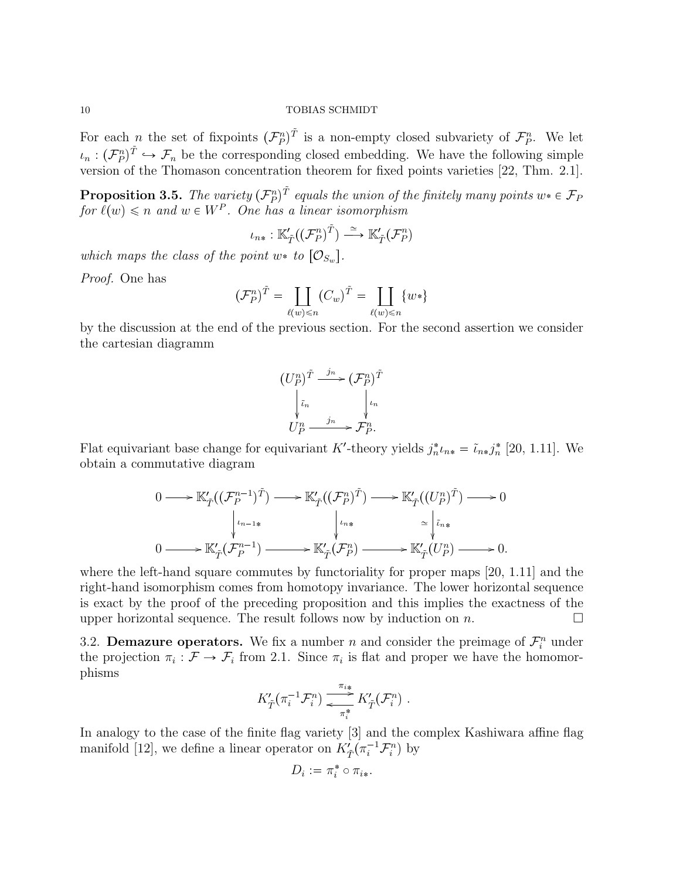For each $n$ the set of fixpoints $(\mathcal{F}_P^n)^{\tilde{T}}$ is a non-empty closed subvariety of $\mathcal{F}_P^n$. We let $\iota_n : (\mathcal{F}_P^n)^{\tilde{T}} \hookrightarrow \mathcal{F}_n$ be the corresponding closed embedding. We have the following simple version of the Thomason concentration theorem for fixed points varieties [22, Thm. 2.1].

**Proposition 3.5.** *The variety $(\mathcal{F}_P^n)^{\tilde{T}}$ equals the union of the finitely many points $w* \in \mathcal{F}_P$ for $\ell(w) \leqslant n$ and $w \in W^P$. One has a linear isomorphism*

$$\iota_{n*} : \mathbb{K}'_{\tilde{T}}((\mathcal{F}_P^n)^{\tilde{T}}) \xrightarrow{\simeq} \mathbb{K}'_{\tilde{T}}(\mathcal{F}_P^n)$$

*which maps the class of the point $w*$ to $[\mathcal{O}_{S_w}]$.*

*Proof.* One has

$$(\mathcal{F}_P^n)^{\tilde{T}} = \coprod_{\ell(w) \leqslant n} (C_w)^{\tilde{T}} = \coprod_{\ell(w) \leqslant n} \{w*\}$$

by the discussion at the end of the previous section. For the second assertion we consider the cartesian diagramm

$$\begin{array}{ccc} (U_P^n)^{\tilde{T}} & \xrightarrow{j_n} & (\mathcal{F}_P^n)^{\tilde{T}} \\ \downarrow{\scriptstyle \tilde{\iota}_n} & & \downarrow{\scriptstyle \iota_n} \\ U_P^n & \xrightarrow{j_n} & \mathcal{F}_P^n. \end{array}$$

Flat equivariant base change for equivariant $K'$-theory yields $j_n^* \iota_{n*} = \tilde{\iota}_{n*} j_n^*$ [20, 1.11]. We obtain a commutative diagram

$$\begin{array}{ccccccccc} 0 & \longrightarrow & \mathbb{K}'_{\tilde{T}}((\mathcal{F}_P^{n-1})^{\tilde{T}}) & \longrightarrow & \mathbb{K}'_{\tilde{T}}((\mathcal{F}_P^n)^{\tilde{T}}) & \longrightarrow & \mathbb{K}'_{\tilde{T}}((U_P^n)^{\tilde{T}}) & \longrightarrow & 0 \\ & & \downarrow{\scriptstyle \iota_{n-1*}} & & \downarrow{\scriptstyle \iota_{n*}} & & \simeq \downarrow{\scriptstyle \tilde{\iota}_{n*}} & & \\ 0 & \longrightarrow & \mathbb{K}'_{\tilde{T}}(\mathcal{F}_P^{n-1}) & \longrightarrow & \mathbb{K}'_{\tilde{T}}(\mathcal{F}_P^n) & \longrightarrow & \mathbb{K}'_{\tilde{T}}(U_P^n) & \longrightarrow & 0. \end{array}$$

where the left-hand square commutes by functoriality for proper maps [20, 1.11] and the right-hand isomorphism comes from homotopy invariance. The lower horizontal sequence is exact by the proof of the preceding proposition and this implies the exactness of the upper horizontal sequence. The result follows now by induction on $n$. $\square$

3.2. **Demazure operators.** We fix a number $n$ and consider the preimage of $\mathcal{F}_i^n$ under the projection $\pi_i : \mathcal{F} \to \mathcal{F}_i$ from 2.1. Since $\pi_i$ is flat and proper we have the homomorphisms

$$K'_{\tilde{T}}(\pi_i^{-1}\mathcal{F}_i^n) \underset{\pi_i^*}{\overset{\pi_{i*}}{\rightleftarrows}} K'_{\tilde{T}}(\mathcal{F}_i^n) .$$

In analogy to the case of the finite flag variety [3] and the complex Kashiwara affine flag manifold [12], we define a linear operator on $K'_{\tilde{T}}(\pi_i^{-1}\mathcal{F}_i^n)$ by

$$D_i := \pi_i^* \circ \pi_{i*}.$$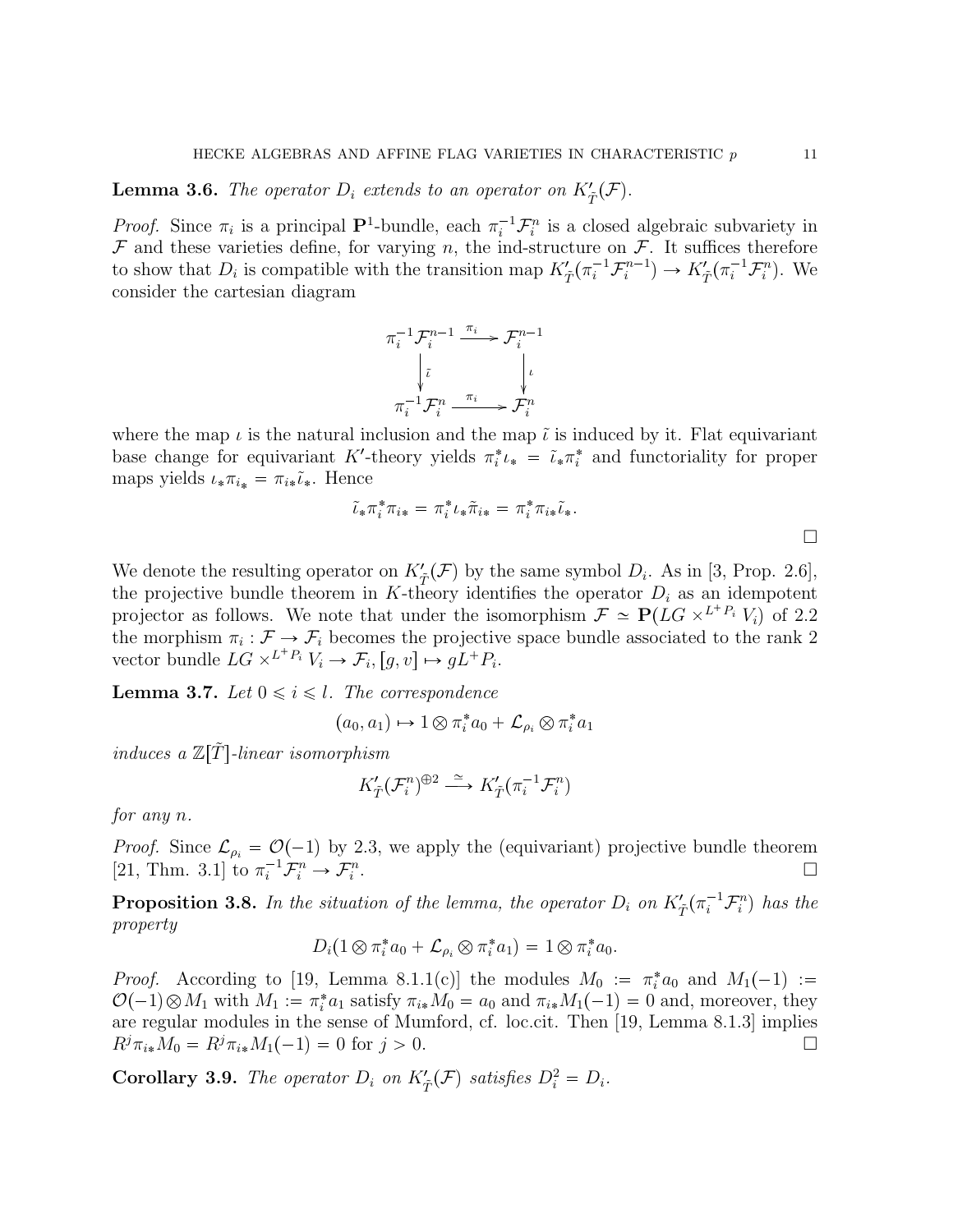**Lemma 3.6.** *The operator $D_i$ extends to an operator on $K'_{\tilde{T}}(\mathcal{F})$.*

*Proof.* Since $\pi_i$ is a principal $\mathbf{P}^1$-bundle, each $\pi_i^{-1}\mathcal{F}_i^n$ is a closed algebraic subvariety in $\mathcal{F}$ and these varieties define, for varying $n$, the ind-structure on $\mathcal{F}$. It suffices therefore to show that $D_i$ is compatible with the transition map $K'_{\tilde{T}}(\pi_i^{-1}\mathcal{F}_i^{n-1}) \to K'_{\tilde{T}}(\pi_i^{-1}\mathcal{F}_i^n)$. We consider the cartesian diagram

$$\begin{array}{ccc} \pi_i^{-1}\mathcal{F}_i^{n-1} & \xrightarrow{\pi_i} & \mathcal{F}_i^{n-1} \\ \downarrow{\scriptstyle \tilde{\iota}} & & \downarrow{\scriptstyle \iota} \\ \pi_i^{-1}\mathcal{F}_i^n & \xrightarrow{\pi_i} & \mathcal{F}_i^n \end{array}$$

where the map $\iota$ is the natural inclusion and the map $\tilde{\iota}$ is induced by it. Flat equivariant base change for equivariant $K'$-theory yields $\pi_i^*\iota_* = \tilde{\iota}_*\pi_i^*$ and functoriality for proper maps yields $\iota_*\pi_{i_*} = \pi_{i*}\tilde{\iota}_*$. Hence

$$\tilde{\iota}_*\pi_i^*\pi_{i*} = \pi_i^*\iota_*\tilde{\pi}_{i*} = \pi_i^*\pi_{i*}\tilde{\iota}_*.$$

□

We denote the resulting operator on $K'_{\tilde{T}}(\mathcal{F})$ by the same symbol $D_i$. As in [3, Prop. 2.6], the projective bundle theorem in $K$-theory identifies the operator $D_i$ as an idempotent projector as follows. We note that under the isomorphism $\mathcal{F} \simeq \mathbf{P}(LG \times^{L^+P_i} V_i)$ of 2.2 the morphism $\pi_i : \mathcal{F} \to \mathcal{F}_i$ becomes the projective space bundle associated to the rank 2 vector bundle $LG \times^{L^+P_i} V_i \to \mathcal{F}_i, [g, v] \mapsto gL^+P_i$.

**Lemma 3.7.** *Let $0 \leqslant i \leqslant l$. The correspondence*

$$(a_0, a_1) \mapsto 1 \otimes \pi_i^* a_0 + \mathcal{L}_{\rho_i} \otimes \pi_i^* a_1$$

*induces a $\mathbb{Z}[\tilde{T}]$-linear isomorphism*

$$K'_{\tilde{T}}(\mathcal{F}_i^n)^{\oplus 2} \xrightarrow{\simeq} K'_{\tilde{T}}(\pi_i^{-1}\mathcal{F}_i^n)$$

*for any $n$.*

*Proof.* Since $\mathcal{L}_{\rho_i} = \mathcal{O}(-1)$ by 2.3, we apply the (equivariant) projective bundle theorem [21, Thm. 3.1] to $\pi_i^{-1}\mathcal{F}_i^n \to \mathcal{F}_i^n$. □

**Proposition 3.8.** *In the situation of the lemma, the operator $D_i$ on $K'_{\tilde{T}}(\pi_i^{-1}\mathcal{F}_i^n)$ has the property*

$$D_i(1 \otimes \pi_i^* a_0 + \mathcal{L}_{\rho_i} \otimes \pi_i^* a_1) = 1 \otimes \pi_i^* a_0.$$

*Proof.* According to [19, Lemma 8.1.1(c)] the modules $M_0 := \pi_i^* a_0$ and $M_1(-1) := \mathcal{O}(-1) \otimes M_1$ with $M_1 := \pi_i^* a_1$ satisfy $\pi_{i*} M_0 = a_0$ and $\pi_{i*} M_1(-1) = 0$ and, moreover, they are regular modules in the sense of Mumford, cf. loc.cit. Then [19, Lemma 8.1.3] implies $R^j \pi_{i*} M_0 = R^j \pi_{i*} M_1(-1) = 0$ for $j > 0$. □

**Corollary 3.9.** *The operator $D_i$ on $K'_{\tilde{T}}(\mathcal{F})$ satisfies $D_i^2 = D_i$.*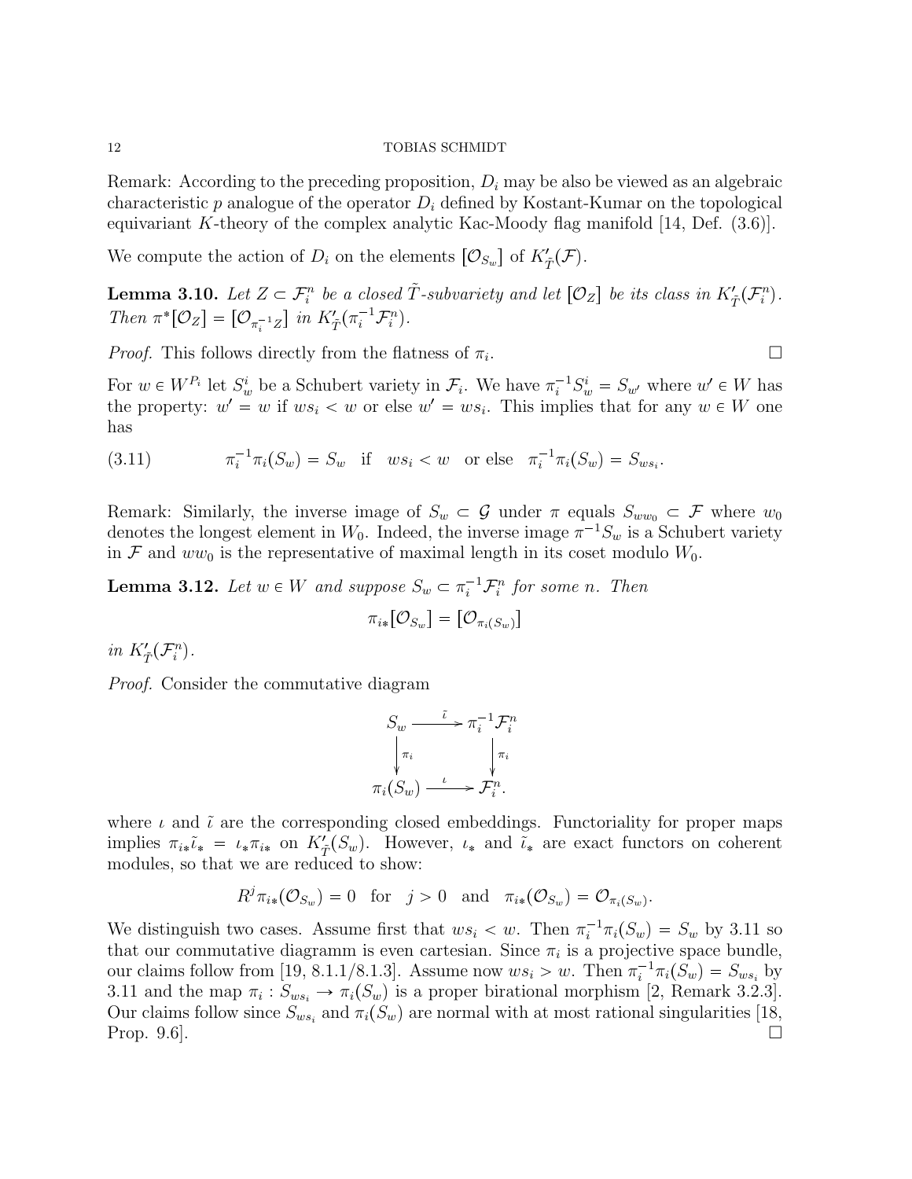Remark: According to the preceding proposition, $D_i$ may be also be viewed as an algebraic characteristic $p$ analogue of the operator $D_i$ defined by Kostant-Kumar on the topological equivariant $K$-theory of the complex analytic Kac-Moody flag manifold [14, Def. (3.6)].

We compute the action of $D_i$ on the elements $[\mathcal{O}_{S_w}]$ of $K'_{\tilde{T}}(\mathcal{F})$.

**Lemma 3.10.** *Let $Z \subset \mathcal{F}_i^n$ be a closed $\tilde{T}$-subvariety and let $[\mathcal{O}_Z]$ be its class in $K'_{\tilde{T}}(\mathcal{F}_i^n)$. Then $\pi^*[\mathcal{O}_Z] = [\mathcal{O}_{\pi_i^{-1}Z}]$ in $K'_{\tilde{T}}(\pi_i^{-1}\mathcal{F}_i^n)$.*

*Proof.* This follows directly from the flatness of $\pi_i$. □

For $w \in W^{P_i}$ let $S_w^i$ be a Schubert variety in $\mathcal{F}_i$. We have $\pi_i^{-1}S_w^i = S_{w'}$ where $w' \in W$ has the property: $w' = w$ if $ws_i < w$ or else $w' = ws_i$. This implies that for any $w \in W$ one has

$$\pi_i^{-1}\pi_i(S_w) = S_w \quad \text{if} \quad ws_i < w \quad \text{or else} \quad \pi_i^{-1}\pi_i(S_w) = S_{ws_i}. \tag{3.11}$$

Remark: Similarly, the inverse image of $S_w \subset \mathcal{G}$ under $\pi$ equals $S_{ww_0} \subset \mathcal{F}$ where $w_0$ denotes the longest element in $W_0$. Indeed, the inverse image $\pi^{-1}S_w$ is a Schubert variety in $\mathcal{F}$ and $ww_0$ is the representative of maximal length in its coset modulo $W_0$.

**Lemma 3.12.** *Let $w \in W$ and suppose $S_w \subset \pi_i^{-1}\mathcal{F}_i^n$ for some $n$. Then*

$$\pi_{i*}[\mathcal{O}_{S_w}] = [\mathcal{O}_{\pi_i(S_w)}]$$

*in $K'_{\tilde{T}}(\mathcal{F}_i^n)$.*

*Proof.* Consider the commutative diagram

$$\begin{array}{ccc} S_w & \xrightarrow{\tilde{\iota}} & \pi_i^{-1}\mathcal{F}_i^n \\ \downarrow{\scriptstyle \pi_i} & & \downarrow{\scriptstyle \pi_i} \\ \pi_i(S_w) & \xrightarrow{\iota} & \mathcal{F}_i^n. \end{array}$$

where $\iota$ and $\tilde{\iota}$ are the corresponding closed embeddings. Functoriality for proper maps implies $\pi_{i*}\tilde{\iota}_* = \iota_*\pi_{i*}$ on $K'_{\tilde{T}}(S_w)$. However, $\iota_*$ and $\tilde{\iota}_*$ are exact functors on coherent modules, so that we are reduced to show:

$$R^j\pi_{i*}(\mathcal{O}_{S_w}) = 0 \quad \text{for} \quad j > 0 \quad \text{and} \quad \pi_{i*}(\mathcal{O}_{S_w}) = \mathcal{O}_{\pi_i(S_w)}.$$

We distinguish two cases. Assume first that $ws_i < w$. Then $\pi_i^{-1}\pi_i(S_w) = S_w$ by 3.11 so that our commutative diagramm is even cartesian. Since $\pi_i$ is a projective space bundle, our claims follow from [19, 8.1.1/8.1.3]. Assume now $ws_i > w$. Then $\pi_i^{-1}\pi_i(S_w) = S_{ws_i}$ by 3.11 and the map $\pi_i : S_{ws_i} \to \pi_i(S_w)$ is a proper birational morphism [2, Remark 3.2.3]. Our claims follow since $S_{ws_i}$ and $\pi_i(S_w)$ are normal with at most rational singularities [18, Prop. 9.6]. □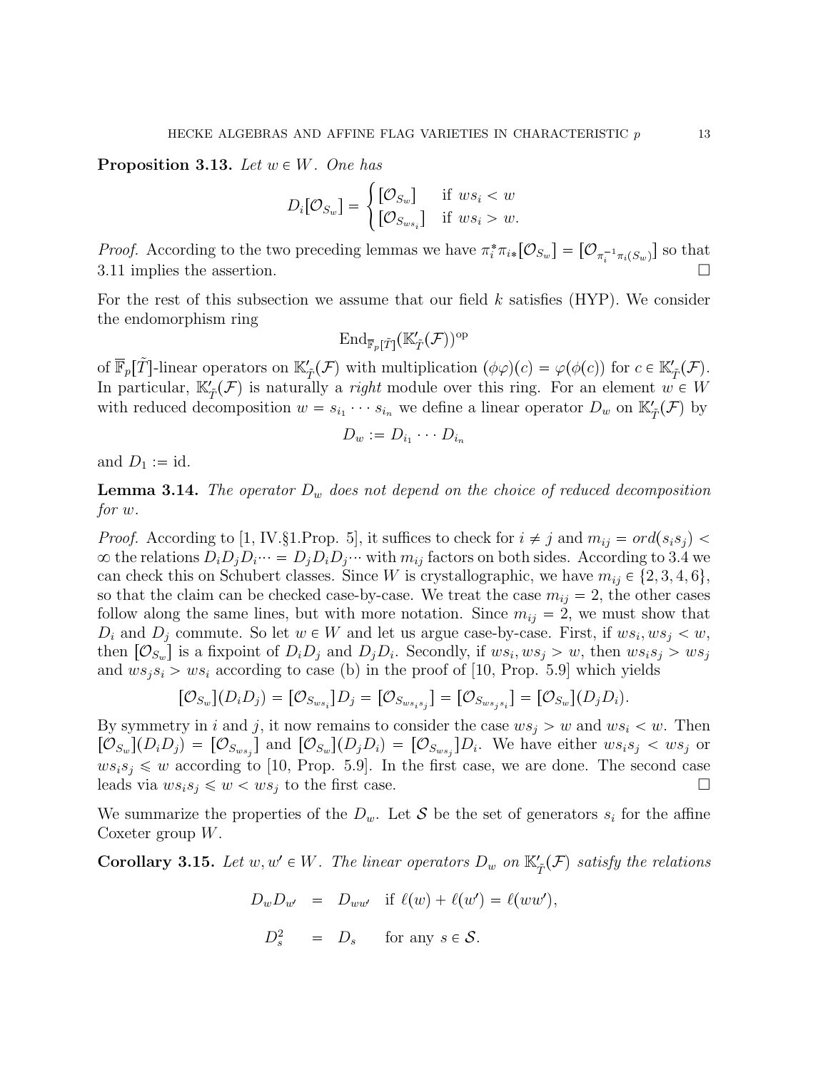**Proposition 3.13.** *Let $w \in W$. One has*

$$D_i[\mathcal{O}_{S_w}] = \begin{cases} [\mathcal{O}_{S_w}] & \text{if } ws_i < w \\ [\mathcal{O}_{S_{ws_i}}] & \text{if } ws_i > w. \end{cases}$$

*Proof.* According to the two preceding lemmas we have $\pi_i^* \pi_{i*}[\mathcal{O}_{S_w}] = [\mathcal{O}_{\pi_i^{-1}\pi_i(S_w)}]$ so that 3.11 implies the assertion. $\square$

For the rest of this subsection we assume that our field $k$ satisfies (HYP). We consider the endomorphism ring

$$\mathrm{End}_{\overline{\mathbb{F}}_p[\tilde{T}]}(\mathbb{K}'_{\tilde{T}}(\mathcal{F}))^{\mathrm{op}}$$

of $\overline{\mathbb{F}}_p[\tilde{T}]$-linear operators on $\mathbb{K}'_{\tilde{T}}(\mathcal{F})$ with multiplication $(\phi\varphi)(c) = \varphi(\phi(c))$ for $c \in \mathbb{K}'_{\tilde{T}}(\mathcal{F})$. In particular, $\mathbb{K}'_{\tilde{T}}(\mathcal{F})$ is naturally a *right* module over this ring. For an element $w \in W$ with reduced decomposition $w = s_{i_1} \cdots s_{i_n}$ we define a linear operator $D_w$ on $\mathbb{K}'_{\tilde{T}}(\mathcal{F})$ by

$$D_w := D_{i_1} \cdots D_{i_n}$$

and $D_1 := \mathrm{id}$.

**Lemma 3.14.** *The operator $D_w$ does not depend on the choice of reduced decomposition for $w$.*

*Proof.* According to [1, IV.§1.Prop. 5], it suffices to check for $i \neq j$ and $m_{ij} = ord(s_i s_j) < \infty$ the relations $D_i D_j D_i \cdots = D_j D_i D_j \cdots$ with $m_{ij}$ factors on both sides. According to 3.4 we can check this on Schubert classes. Since $W$ is crystallographic, we have $m_{ij} \in \{2, 3, 4, 6\}$, so that the claim can be checked case-by-case. We treat the case $m_{ij} = 2$, the other cases follow along the same lines, but with more notation. Since $m_{ij} = 2$, we must show that $D_i$ and $D_j$ commute. So let $w \in W$ and let us argue case-by-case. First, if $ws_i, ws_j < w$, then $[\mathcal{O}_{S_w}]$ is a fixpoint of $D_i D_j$ and $D_j D_i$. Secondly, if $ws_i, ws_j > w$, then $ws_i s_j > ws_j$ and $ws_j s_i > ws_i$ according to case (b) in the proof of [10, Prop. 5.9] which yields

$$[\mathcal{O}_{S_w}](D_i D_j) = [\mathcal{O}_{S_{ws_i}}]D_j = [\mathcal{O}_{S_{ws_i s_j}}] = [\mathcal{O}_{S_{ws_j s_i}}] = [\mathcal{O}_{S_w}](D_j D_i).$$

By symmetry in $i$ and $j$, it now remains to consider the case $ws_j > w$ and $ws_i < w$. Then $[\mathcal{O}_{S_w}](D_i D_j) = [\mathcal{O}_{S_{ws_j}}]$ and $[\mathcal{O}_{S_w}](D_j D_i) = [\mathcal{O}_{S_{ws_j}}]D_i$. We have either $ws_i s_j < ws_j$ or $ws_i s_j \leqslant w$ according to [10, Prop. 5.9]. In the first case, we are done. The second case leads via $ws_i s_j \leqslant w < ws_j$ to the first case. $\square$

We summarize the properties of the $D_w$. Let $\mathcal{S}$ be the set of generators $s_i$ for the affine Coxeter group $W$.

**Corollary 3.15.** *Let $w, w' \in W$. The linear operators $D_w$ on $\mathbb{K}'_{\tilde{T}}(\mathcal{F})$ satisfy the relations*

$$\begin{aligned} D_w D_{w'} &= D_{ww'} \quad \text{if } \ell(w) + \ell(w') = \ell(ww'), \\ D_s^2 &= D_s \qquad \text{for any } s \in \mathcal{S}. \end{aligned}$$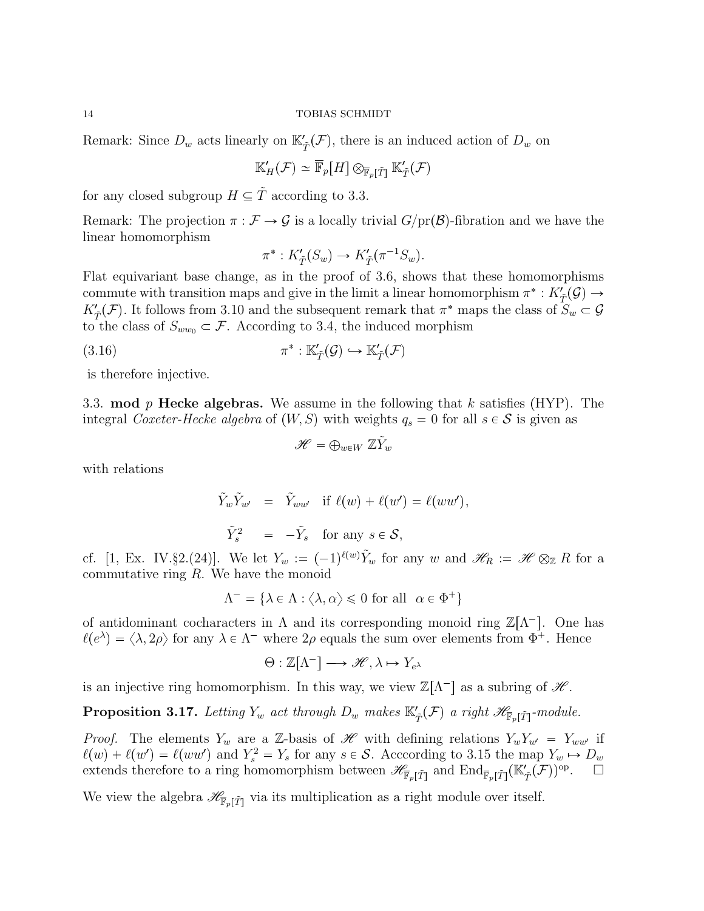Remark: Since $D_w$ acts linearly on $\mathbb{K}'_{\tilde{T}}(\mathcal{F})$, there is an induced action of $D_w$ on

$$\mathbb{K}'_H(\mathcal{F}) \simeq \overline{\mathbb{F}}_p[H] \otimes_{\overline{\mathbb{F}}_p[\tilde{T}]} \mathbb{K}'_{\tilde{T}}(\mathcal{F})$$

for any closed subgroup $H \subseteq \tilde{T}$ according to 3.3.

Remark: The projection $\pi : \mathcal{F} \to \mathcal{G}$ is a locally trivial $G/\mathrm{pr}(\mathcal{B})$-fibration and we have the linear homomorphism

$$\pi^* : K'_{\tilde{T}}(S_w) \to K'_{\tilde{T}}(\pi^{-1}S_w).$$

Flat equivariant base change, as in the proof of 3.6, shows that these homomorphisms commute with transition maps and give in the limit a linear homomorphism $\pi^* : K'_{\tilde{T}}(\mathcal{G}) \to K'_{\tilde{T}}(\mathcal{F})$. It follows from 3.10 and the subsequent remark that $\pi^*$ maps the class of $S_w \subset \mathcal{G}$ to the class of $S_{ww_0} \subset \mathcal{F}$. According to 3.4, the induced morphism

$$\pi^* : \mathbb{K}'_{\tilde{T}}(\mathcal{G}) \hookrightarrow \mathbb{K}'_{\tilde{T}}(\mathcal{F}) \tag{3.16}$$

is therefore injective.

3.3. **mod $p$ Hecke algebras.** We assume in the following that $k$ satisfies (HYP). The integral *Coxeter-Hecke algebra* of $(W, S)$ with weights $q_s = 0$ for all $s \in \mathcal{S}$ is given as

$$\mathscr{H} = \oplus_{w \in W} \mathbb{Z}\tilde{Y}_w$$

with relations

$$\begin{aligned} \tilde{Y}_w \tilde{Y}_{w'} &= \tilde{Y}_{ww'} \quad \text{if } \ell(w) + \ell(w') = \ell(ww'), \\ \tilde{Y}_s^2 &= -\tilde{Y}_s \quad \text{for any } s \in \mathcal{S}, \end{aligned}$$

cf. [1, Ex. IV.§2.(24)]. We let $Y_w := (-1)^{\ell(w)}\tilde{Y}_w$ for any $w$ and $\mathscr{H}_R := \mathscr{H} \otimes_{\mathbb{Z}} R$ for a commutative ring $R$. We have the monoid

$$\Lambda^- = \{\lambda \in \Lambda : \langle \lambda, \alpha \rangle \leqslant 0 \text{ for all } \ \alpha \in \Phi^+\}$$

of antidominant cocharacters in $\Lambda$ and its corresponding monoid ring $\mathbb{Z}[\Lambda^-]$. One has $\ell(e^\lambda) = \langle \lambda, 2\rho \rangle$ for any $\lambda \in \Lambda^-$ where $2\rho$ equals the sum over elements from $\Phi^+$. Hence

$$\Theta : \mathbb{Z}[\Lambda^-] \longrightarrow \mathscr{H}, \lambda \mapsto Y_{e^\lambda}$$

is an injective ring homomorphism. In this way, we view $\mathbb{Z}[\Lambda^-]$ as a subring of $\mathscr{H}$.

**Proposition 3.17.** *Letting $Y_w$ act through $D_w$ makes $\mathbb{K}'_{\tilde{T}}(\mathcal{F})$ a right $\mathscr{H}_{\overline{\mathbb{F}}_p[\tilde{T}]}$-module.*

*Proof.* The elements $Y_w$ are a $\mathbb{Z}$-basis of $\mathscr{H}$ with defining relations $Y_w Y_{w'} = Y_{ww'}$ if $\ell(w) + \ell(w') = \ell(ww')$ and $Y_s^2 = Y_s$ for any $s \in \mathcal{S}$. Acccording to 3.15 the map $Y_w \mapsto D_w$ extends therefore to a ring homomorphism between $\mathscr{H}_{\overline{\mathbb{F}}_p[\tilde{T}]}$ and $\mathrm{End}_{\overline{\mathbb{F}}_p[\tilde{T}]}(\mathbb{K}'_{\tilde{T}}(\mathcal{F}))^{\mathrm{op}}$. $\square$

We view the algebra $\mathscr{H}_{\overline{\mathbb{F}}_p[\tilde{T}]}$ via its multiplication as a right module over itself.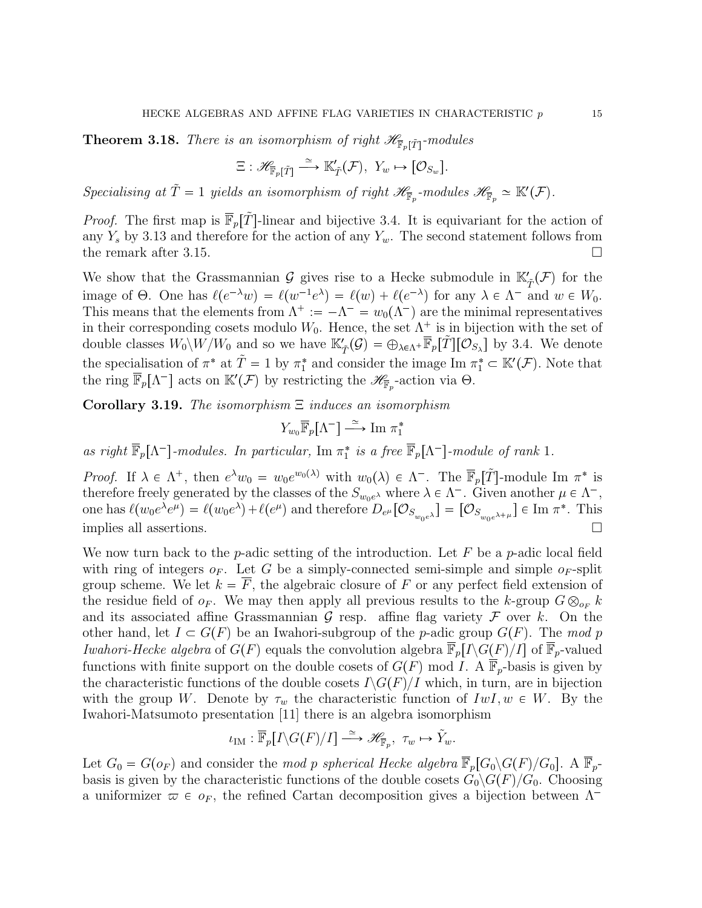**Theorem 3.18.** *There is an isomorphism of right $\mathscr{H}_{\overline{\mathbb{F}}_p[\tilde{T}]}$-modules*

$$\Xi : \mathscr{H}_{\overline{\mathbb{F}}_p[\tilde{T}]} \xrightarrow{\simeq} \mathbb{K}'_{\tilde{T}}(\mathcal{F}),\ Y_w \mapsto [\mathcal{O}_{S_w}].$$

*Specialising at $\tilde{T} = 1$ yields an isomorphism of right $\mathscr{H}_{\overline{\mathbb{F}}_p}$-modules $\mathscr{H}_{\overline{\mathbb{F}}_p} \simeq \mathbb{K}'(\mathcal{F})$.*

*Proof.* The first map is $\overline{\mathbb{F}}_p[\tilde{T}]$-linear and bijective 3.4. It is equivariant for the action of any $Y_s$ by 3.13 and therefore for the action of any $Y_w$. The second statement follows from the remark after 3.15. $\square$

We show that the Grassmannian $\mathcal{G}$ gives rise to a Hecke submodule in $\mathbb{K}'_{\tilde{T}}(\mathcal{F})$ for the image of $\Theta$. One has $\ell(e^{-\lambda}w) = \ell(w^{-1}e^{\lambda}) = \ell(w) + \ell(e^{-\lambda})$ for any $\lambda \in \Lambda^-$ and $w \in W_0$. This means that the elements from $\Lambda^+ := -\Lambda^- = w_0(\Lambda^-)$ are the minimal representatives in their corresponding cosets modulo $W_0$. Hence, the set $\Lambda^+$ is in bijection with the set of double classes $W_0\backslash W/W_0$ and so we have $\mathbb{K}'_{\tilde{T}}(\mathcal{G}) = \oplus_{\lambda\in\Lambda^+}\overline{\mathbb{F}}_p[\tilde{T}][\mathcal{O}_{S_\lambda}]$ by 3.4. We denote the specialisation of $\pi^*$ at $\tilde{T} = 1$ by $\pi_1^*$ and consider the image $\operatorname{Im} \pi_1^* \subset \mathbb{K}'(\mathcal{F})$. Note that the ring $\overline{\mathbb{F}}_p[\Lambda^-]$ acts on $\mathbb{K}'(\mathcal{F})$ by restricting the $\mathscr{H}_{\overline{\mathbb{F}}_p}$-action via $\Theta$.

**Corollary 3.19.** *The isomorphism $\Xi$ induces an isomorphism*

$$Y_{w_0}\overline{\mathbb{F}}_p[\Lambda^-] \xrightarrow{\simeq} \operatorname{Im} \pi_1^*$$

*as right $\overline{\mathbb{F}}_p[\Lambda^-]$-modules. In particular,* $\operatorname{Im} \pi_1^*$ *is a free $\overline{\mathbb{F}}_p[\Lambda^-]$-module of rank 1.*

*Proof.* If $\lambda \in \Lambda^+$, then $e^{\lambda}w_0 = w_0e^{w_0(\lambda)}$ with $w_0(\lambda) \in \Lambda^-$. The $\overline{\mathbb{F}}_p[\tilde{T}]$-module $\operatorname{Im} \pi^*$ is therefore freely generated by the classes of the $S_{w_0e^{\lambda}}$ where $\lambda \in \Lambda^-$. Given another $\mu \in \Lambda^-$, one has $\ell(w_0e^{\lambda}e^{\mu}) = \ell(w_0e^{\lambda}) + \ell(e^{\mu})$ and therefore $D_{e^{\mu}}[\mathcal{O}_{S_{w_0e^{\lambda}}}] = [\mathcal{O}_{S_{w_0e^{\lambda+\mu}}}] \in \operatorname{Im} \pi^*$. This implies all assertions. $\square$

We now turn back to the $p$-adic setting of the introduction. Let $F$ be a $p$-adic local field with ring of integers $o_F$. Let $G$ be a simply-connected semi-simple and simple $o_F$-split group scheme. We let $k = \overline{F}$, the algebraic closure of $F$ or any perfect field extension of the residue field of $o_F$. We may then apply all previous results to the $k$-group $G \otimes_{o_F} k$ and its associated affine Grassmannian $\mathcal{G}$ resp. affine flag variety $\mathcal{F}$ over $k$. On the other hand, let $I \subset G(F)$ be an Iwahori-subgroup of the $p$-adic group $G(F)$. The *mod p Iwahori-Hecke algebra* of $G(F)$ equals the convolution algebra $\overline{\mathbb{F}}_p[I\backslash G(F)/I]$ of $\overline{\mathbb{F}}_p$-valued functions with finite support on the double cosets of $G(F)$ mod $I$. A $\overline{\mathbb{F}}_p$-basis is given by the characteristic functions of the double cosets $I\backslash G(F)/I$ which, in turn, are in bijection with the group $W$. Denote by $\tau_w$ the characteristic function of $IwI, w \in W$. By the Iwahori-Matsumoto presentation [11] there is an algebra isomorphism

$$\iota_{\mathrm{IM}} : \overline{\mathbb{F}}_p[I\backslash G(F)/I] \xrightarrow{\simeq} \mathscr{H}_{\overline{\mathbb{F}}_p},\ \tau_w \mapsto \tilde{Y}_w.$$

Let $G_0 = G(o_F)$ and consider the *mod p spherical Hecke algebra* $\overline{\mathbb{F}}_p[G_0\backslash G(F)/G_0]$. A $\overline{\mathbb{F}}_p$-basis is given by the characteristic functions of the double cosets $G_0\backslash G(F)/G_0$. Choosing a uniformizer $\varpi \in o_F$, the refined Cartan decomposition gives a bijection between $\Lambda^-$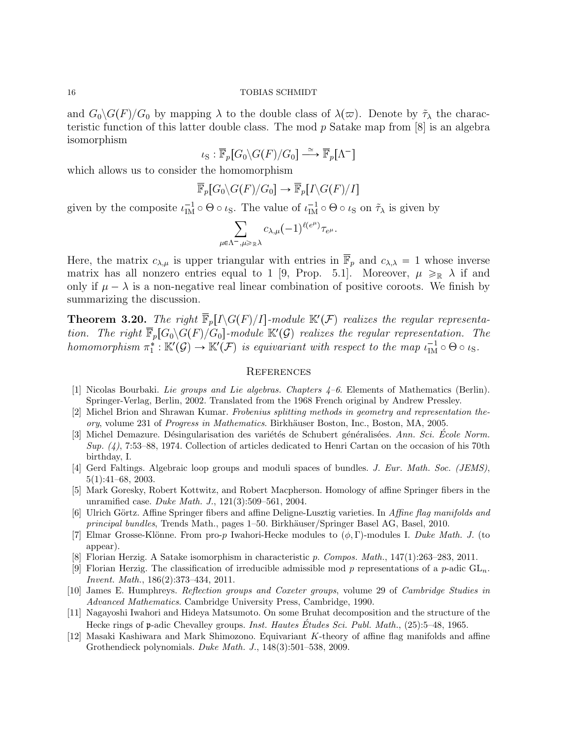and $G_0\backslash G(F)/G_0$ by mapping $\lambda$ to the double class of $\lambda(\varpi)$. Denote by $\tilde{\tau}_\lambda$ the characteristic function of this latter double class. The mod $p$ Satake map from [8] is an algebra isomorphism

$$\iota_{\rm S} : \overline{\mathbb{F}}_p[G_0\backslash G(F)/G_0] \xrightarrow{\simeq} \overline{\mathbb{F}}_p[\Lambda^-]$$

which allows us to consider the homomorphism

$$\overline{\mathbb{F}}_p[G_0\backslash G(F)/G_0] \to \overline{\mathbb{F}}_p[I\backslash G(F)/I]$$

given by the composite $\iota_{\rm IM}^{-1} \circ \Theta \circ \iota_{\rm S}$. The value of $\iota_{\rm IM}^{-1} \circ \Theta \circ \iota_{\rm S}$ on $\tilde{\tau}_\lambda$ is given by

$$\sum_{\mu \in \Lambda^-, \mu \geqslant_{\mathbb{R}} \lambda} c_{\lambda,\mu} (-1)^{\ell(e^\mu)} \tau_{e^\mu}.$$

Here, the matrix $c_{\lambda,\mu}$ is upper triangular with entries in $\overline{\mathbb{F}}_p$ and $c_{\lambda,\lambda} = 1$ whose inverse matrix has all nonzero entries equal to 1 [9, Prop. 5.1]. Moreover, $\mu \geqslant_{\mathbb{R}} \lambda$ if and only if $\mu - \lambda$ is a non-negative real linear combination of positive coroots. We finish by summarizing the discussion.

**Theorem 3.20.** *The right $\overline{\mathbb{F}}_p[I\backslash G(F)/I]$-module $\mathbb{K}'(\mathcal{F})$ realizes the regular representation. The right $\overline{\mathbb{F}}_p[G_0\backslash G(F)/G_0]$-module $\mathbb{K}'(\mathcal{G})$ realizes the regular representation. The homomorphism $\pi_1^* : \mathbb{K}'(\mathcal{G}) \to \mathbb{K}'(\mathcal{F})$ is equivariant with respect to the map $\iota_{\rm IM}^{-1} \circ \Theta \circ \iota_{\rm S}$.*

## References

[1] Nicolas Bourbaki. *Lie groups and Lie algebras. Chapters 4–6*. Elements of Mathematics (Berlin). Springer-Verlag, Berlin, 2002. Translated from the 1968 French original by Andrew Pressley.

[2] Michel Brion and Shrawan Kumar. *Frobenius splitting methods in geometry and representation theory*, volume 231 of *Progress in Mathematics*. Birkhäuser Boston, Inc., Boston, MA, 2005.

[3] Michel Demazure. Désingularisation des variétés de Schubert généralisées. *Ann. Sci. École Norm. Sup. (4)*, 7:53–88, 1974. Collection of articles dedicated to Henri Cartan on the occasion of his 70th birthday, I.

[4] Gerd Faltings. Algebraic loop groups and moduli spaces of bundles. *J. Eur. Math. Soc. (JEMS)*, 5(1):41–68, 2003.

[5] Mark Goresky, Robert Kottwitz, and Robert Macpherson. Homology of affine Springer fibers in the unramified case. *Duke Math. J.*, 121(3):509–561, 2004.

[6] Ulrich Görtz. Affine Springer fibers and affine Deligne-Lusztig varieties. In *Affine flag manifolds and principal bundles*, Trends Math., pages 1–50. Birkhäuser/Springer Basel AG, Basel, 2010.

[7] Elmar Grosse-Klönne. From pro-$p$ Iwahori-Hecke modules to $(\phi,\Gamma)$-modules I. *Duke Math. J.* (to appear).

[8] Florian Herzig. A Satake isomorphism in characteristic $p$. *Compos. Math.*, 147(1):263–283, 2011.

[9] Florian Herzig. The classification of irreducible admissible mod $p$ representations of a $p$-adic $\mathrm{GL}_n$. *Invent. Math.*, 186(2):373–434, 2011.

[10] James E. Humphreys. *Reflection groups and Coxeter groups*, volume 29 of *Cambridge Studies in Advanced Mathematics*. Cambridge University Press, Cambridge, 1990.

[11] Nagayoshi Iwahori and Hideya Matsumoto. On some Bruhat decomposition and the structure of the Hecke rings of $\mathfrak{p}$-adic Chevalley groups. *Inst. Hautes Études Sci. Publ. Math.*, (25):5–48, 1965.

[12] Masaki Kashiwara and Mark Shimozono. Equivariant $K$-theory of affine flag manifolds and affine Grothendieck polynomials. *Duke Math. J.*, 148(3):501–538, 2009.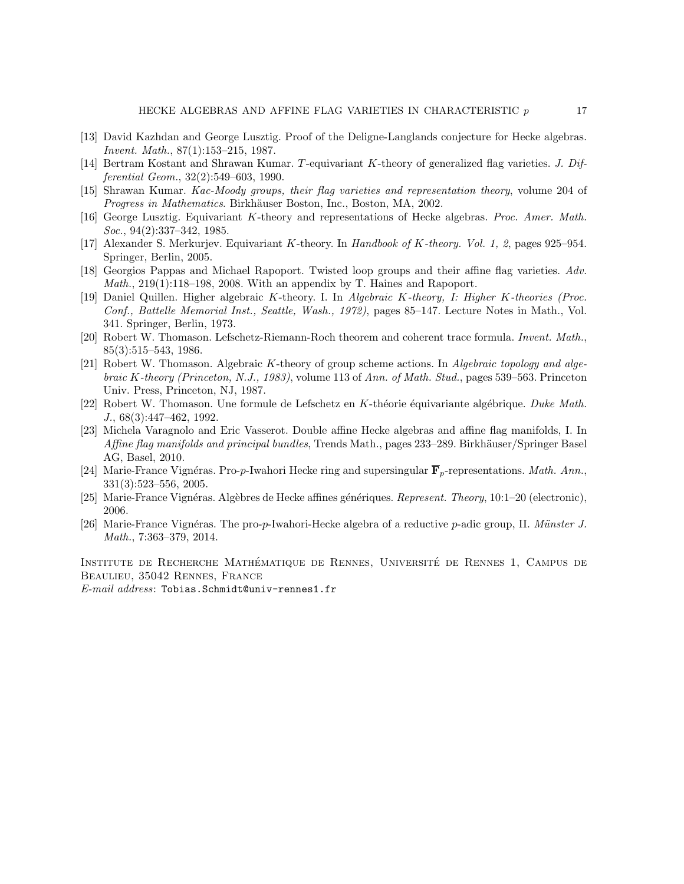[13] David Kazhdan and George Lusztig. Proof of the Deligne-Langlands conjecture for Hecke algebras. *Invent. Math.*, 87(1):153–215, 1987.

[14] Bertram Kostant and Shrawan Kumar. $T$-equivariant $K$-theory of generalized flag varieties. *J. Differential Geom.*, 32(2):549–603, 1990.

[15] Shrawan Kumar. *Kac-Moody groups, their flag varieties and representation theory*, volume 204 of *Progress in Mathematics*. Birkhäuser Boston, Inc., Boston, MA, 2002.

[16] George Lusztig. Equivariant $K$-theory and representations of Hecke algebras. *Proc. Amer. Math. Soc.*, 94(2):337–342, 1985.

[17] Alexander S. Merkurjev. Equivariant $K$-theory. In *Handbook of $K$-theory. Vol. 1, 2*, pages 925–954. Springer, Berlin, 2005.

[18] Georgios Pappas and Michael Rapoport. Twisted loop groups and their affine flag varieties. *Adv. Math.*, 219(1):118–198, 2008. With an appendix by T. Haines and Rapoport.

[19] Daniel Quillen. Higher algebraic $K$-theory. I. In *Algebraic $K$-theory, I: Higher $K$-theories (Proc. Conf., Battelle Memorial Inst., Seattle, Wash., 1972)*, pages 85–147. Lecture Notes in Math., Vol. 341. Springer, Berlin, 1973.

[20] Robert W. Thomason. Lefschetz-Riemann-Roch theorem and coherent trace formula. *Invent. Math.*, 85(3):515–543, 1986.

[21] Robert W. Thomason. Algebraic $K$-theory of group scheme actions. In *Algebraic topology and algebraic $K$-theory (Princeton, N.J., 1983)*, volume 113 of *Ann. of Math. Stud.*, pages 539–563. Princeton Univ. Press, Princeton, NJ, 1987.

[22] Robert W. Thomason. Une formule de Lefschetz en $K$-théorie équivariante algébrique. *Duke Math. J.*, 68(3):447–462, 1992.

[23] Michela Varagnolo and Eric Vasserot. Double affine Hecke algebras and affine flag manifolds, I. In *Affine flag manifolds and principal bundles*, Trends Math., pages 233–289. Birkhäuser/Springer Basel AG, Basel, 2010.

[24] Marie-France Vignéras. Pro-$p$-Iwahori Hecke ring and supersingular $\overline{\mathbf{F}}_p$-representations. *Math. Ann.*, 331(3):523–556, 2005.

[25] Marie-France Vignéras. Algèbres de Hecke affines génériques. *Represent. Theory*, 10:1–20 (electronic), 2006.

[26] Marie-France Vignéras. The pro-$p$-Iwahori-Hecke algebra of a reductive $p$-adic group, II. *Münster J. Math.*, 7:363–379, 2014.

Institute de Recherche Mathématique de Rennes, Université de Rennes 1, Campus de Beaulieu, 35042 Rennes, France

*E-mail address*: Tobias.Schmidt@univ-rennes1.fr